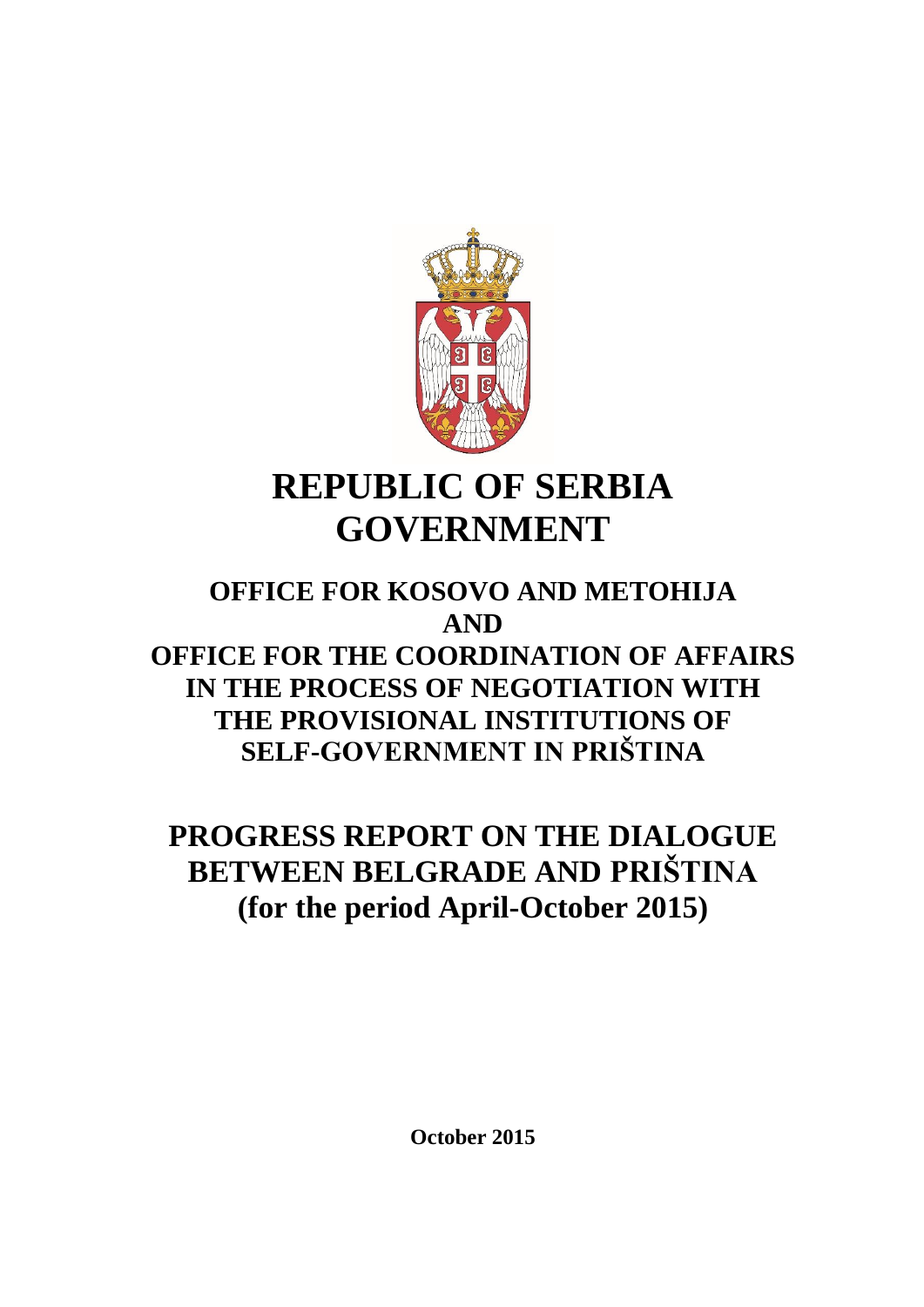# REPUBLIC OF SERBIA GOVERNMENT

## OFFICE FOR KOSOVO AND METOHIJA AND OFFICE FOR THE COORDINATION OF AFFAIRS IN THE PROCESS OF NEGOTIATION WITH THE PROVISIONAL INSTITUTIONS OF SELF-GOVERNMENT IN PRIŠTINA

# PROGRESS REPORT ON THE DIALOGUE BETWEEN BELGRADE AND PRIŠTINA (for the period April-October 2015)

**October 2015**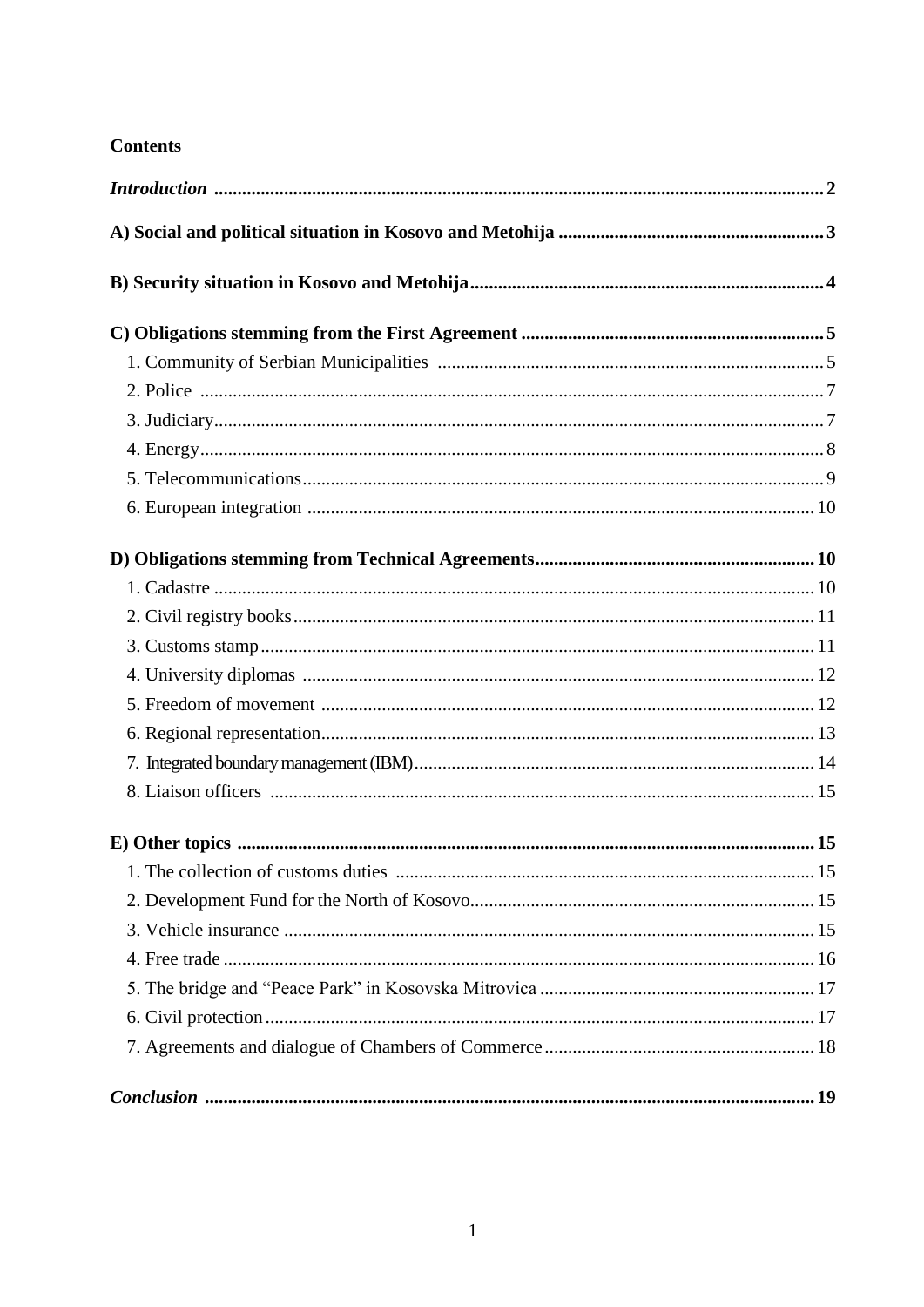**Contents**

*Introduction* .......... 2

**A) Social and political situation in Kosovo and Metohija** .......... 3

**B) Security situation in Kosovo and Metohija** .......... 4

**C) Obligations stemming from the First Agreement** .......... 5

1. Community of Serbian Municipalities .......... 5
2. Police .......... 7
3. Judiciary .......... 7
4. Energy .......... 8
5. Telecommunications .......... 9
6. European integration .......... 10

**D) Obligations stemming from Technical Agreements** .......... 10

1. Cadastre .......... 10
2. Civil registry books .......... 11
3. Customs stamp .......... 11
4. University diplomas .......... 12
5. Freedom of movement .......... 12
6. Regional representation .......... 13
7. Integrated boundary management (IBM) .......... 14
8. Liaison officers .......... 15

**E) Other topics** .......... 15

1. The collection of customs duties .......... 15
2. Development Fund for the North of Kosovo .......... 15
3. Vehicle insurance .......... 15
4. Free trade .......... 16
5. The bridge and "Peace Park" in Kosovska Mitrovica .......... 17
6. Civil protection .......... 17
7. Agreements and dialogue of Chambers of Commerce .......... 18

***Conclusion*** .......... 19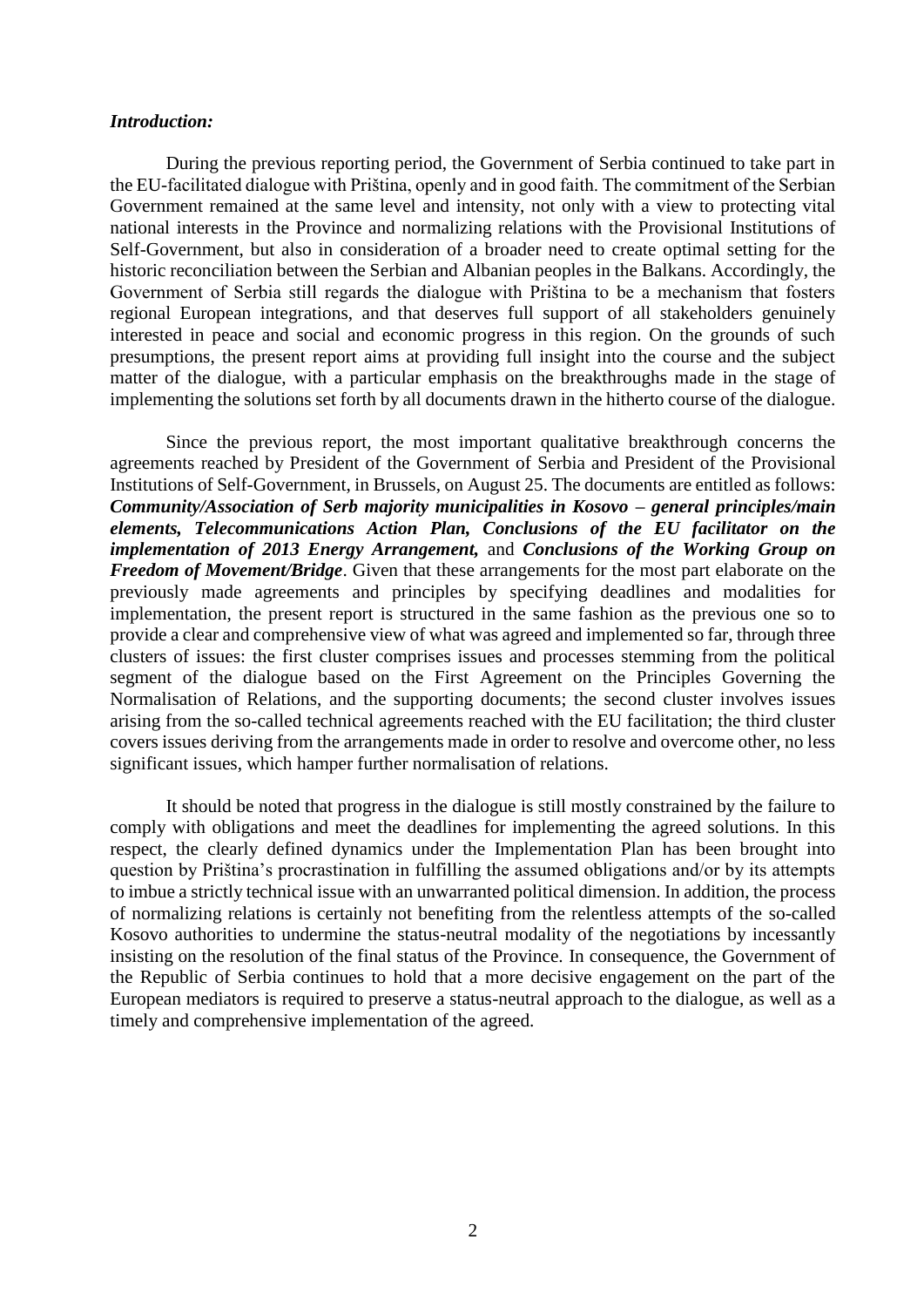***Introduction:***

During the previous reporting period, the Government of Serbia continued to take part in the EU-facilitated dialogue with Priština, openly and in good faith. The commitment of the Serbian Government remained at the same level and intensity, not only with a view to protecting vital national interests in the Province and normalizing relations with the Provisional Institutions of Self-Government, but also in consideration of a broader need to create optimal setting for the historic reconciliation between the Serbian and Albanian peoples in the Balkans. Accordingly, the Government of Serbia still regards the dialogue with Priština to be a mechanism that fosters regional European integrations, and that deserves full support of all stakeholders genuinely interested in peace and social and economic progress in this region. On the grounds of such presumptions, the present report aims at providing full insight into the course and the subject matter of the dialogue, with a particular emphasis on the breakthroughs made in the stage of implementing the solutions set forth by all documents drawn in the hitherto course of the dialogue.

Since the previous report, the most important qualitative breakthrough concerns the agreements reached by President of the Government of Serbia and President of the Provisional Institutions of Self-Government, in Brussels, on August 25. The documents are entitled as follows: ***Community/Association of Serb majority municipalities in Kosovo – general principles/main elements, Telecommunications Action Plan, Conclusions of the EU facilitator on the implementation of 2013 Energy Arrangement,*** and ***Conclusions of the Working Group on Freedom of Movement/Bridge***. Given that these arrangements for the most part elaborate on the previously made agreements and principles by specifying deadlines and modalities for implementation, the present report is structured in the same fashion as the previous one so to provide a clear and comprehensive view of what was agreed and implemented so far, through three clusters of issues: the first cluster comprises issues and processes stemming from the political segment of the dialogue based on the First Agreement on the Principles Governing the Normalisation of Relations, and the supporting documents; the second cluster involves issues arising from the so-called technical agreements reached with the EU facilitation; the third cluster covers issues deriving from the arrangements made in order to resolve and overcome other, no less significant issues, which hamper further normalisation of relations.

It should be noted that progress in the dialogue is still mostly constrained by the failure to comply with obligations and meet the deadlines for implementing the agreed solutions. In this respect, the clearly defined dynamics under the Implementation Plan has been brought into question by Priština's procrastination in fulfilling the assumed obligations and/or by its attempts to imbue a strictly technical issue with an unwarranted political dimension. In addition, the process of normalizing relations is certainly not benefiting from the relentless attempts of the so-called Kosovo authorities to undermine the status-neutral modality of the negotiations by incessantly insisting on the resolution of the final status of the Province. In consequence, the Government of the Republic of Serbia continues to hold that a more decisive engagement on the part of the European mediators is required to preserve a status-neutral approach to the dialogue, as well as a timely and comprehensive implementation of the agreed.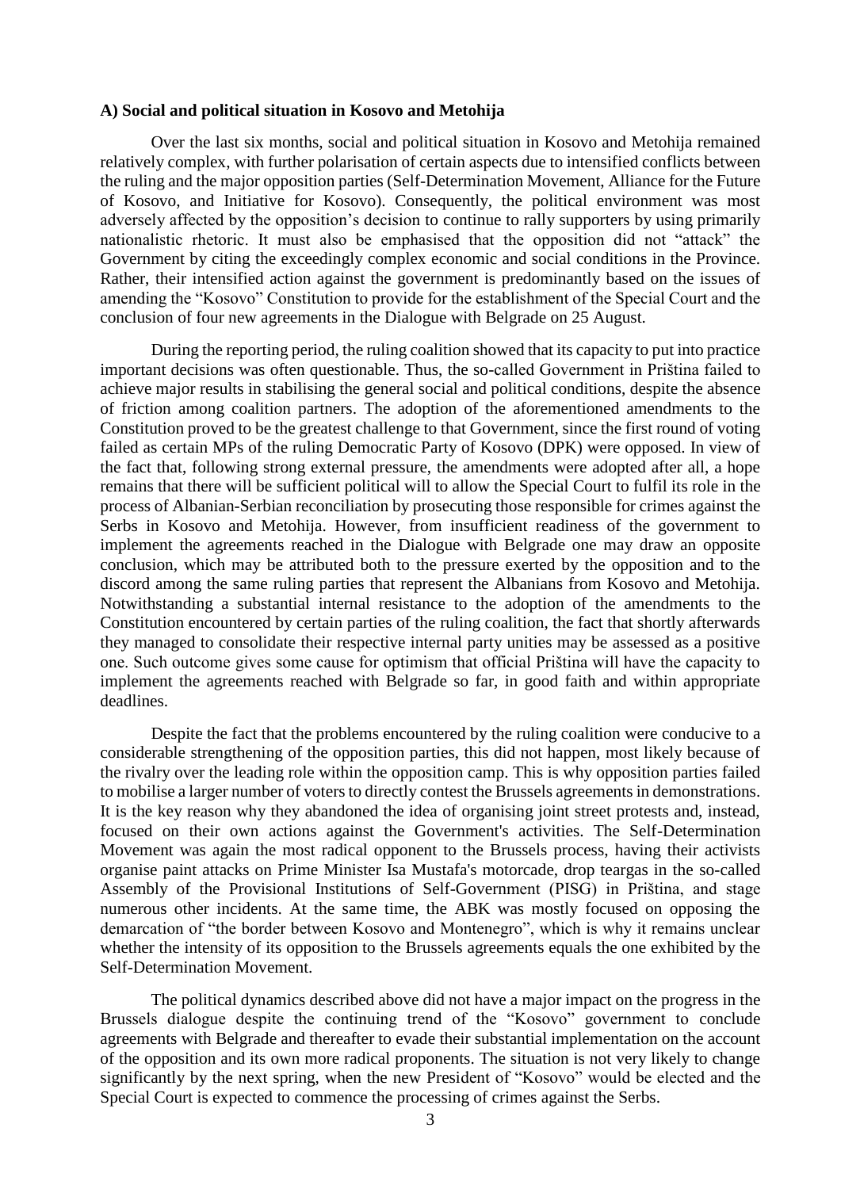**A) Social and political situation in Kosovo and Metohija**

Over the last six months, social and political situation in Kosovo and Metohija remained relatively complex, with further polarisation of certain aspects due to intensified conflicts between the ruling and the major opposition parties (Self-Determination Movement, Alliance for the Future of Kosovo, and Initiative for Kosovo). Consequently, the political environment was most adversely affected by the opposition's decision to continue to rally supporters by using primarily nationalistic rhetoric. It must also be emphasised that the opposition did not "attack" the Government by citing the exceedingly complex economic and social conditions in the Province. Rather, their intensified action against the government is predominantly based on the issues of amending the "Kosovo" Constitution to provide for the establishment of the Special Court and the conclusion of four new agreements in the Dialogue with Belgrade on 25 August.

During the reporting period, the ruling coalition showed that its capacity to put into practice important decisions was often questionable. Thus, the so-called Government in Priština failed to achieve major results in stabilising the general social and political conditions, despite the absence of friction among coalition partners. The adoption of the aforementioned amendments to the Constitution proved to be the greatest challenge to that Government, since the first round of voting failed as certain MPs of the ruling Democratic Party of Kosovo (DPK) were opposed. In view of the fact that, following strong external pressure, the amendments were adopted after all, a hope remains that there will be sufficient political will to allow the Special Court to fulfil its role in the process of Albanian-Serbian reconciliation by prosecuting those responsible for crimes against the Serbs in Kosovo and Metohija. However, from insufficient readiness of the government to implement the agreements reached in the Dialogue with Belgrade one may draw an opposite conclusion, which may be attributed both to the pressure exerted by the opposition and to the discord among the same ruling parties that represent the Albanians from Kosovo and Metohija. Notwithstanding a substantial internal resistance to the adoption of the amendments to the Constitution encountered by certain parties of the ruling coalition, the fact that shortly afterwards they managed to consolidate their respective internal party unities may be assessed as a positive one. Such outcome gives some cause for optimism that official Priština will have the capacity to implement the agreements reached with Belgrade so far, in good faith and within appropriate deadlines.

Despite the fact that the problems encountered by the ruling coalition were conducive to a considerable strengthening of the opposition parties, this did not happen, most likely because of the rivalry over the leading role within the opposition camp. This is why opposition parties failed to mobilise a larger number of voters to directly contest the Brussels agreements in demonstrations. It is the key reason why they abandoned the idea of organising joint street protests and, instead, focused on their own actions against the Government's activities. The Self-Determination Movement was again the most radical opponent to the Brussels process, having their activists organise paint attacks on Prime Minister Isa Mustafa's motorcade, drop teargas in the so-called Assembly of the Provisional Institutions of Self-Government (PISG) in Priština, and stage numerous other incidents. At the same time, the ABK was mostly focused on opposing the demarcation of "the border between Kosovo and Montenegro", which is why it remains unclear whether the intensity of its opposition to the Brussels agreements equals the one exhibited by the Self-Determination Movement.

The political dynamics described above did not have a major impact on the progress in the Brussels dialogue despite the continuing trend of the "Kosovo" government to conclude agreements with Belgrade and thereafter to evade their substantial implementation on the account of the opposition and its own more radical proponents. The situation is not very likely to change significantly by the next spring, when the new President of "Kosovo" would be elected and the Special Court is expected to commence the processing of crimes against the Serbs.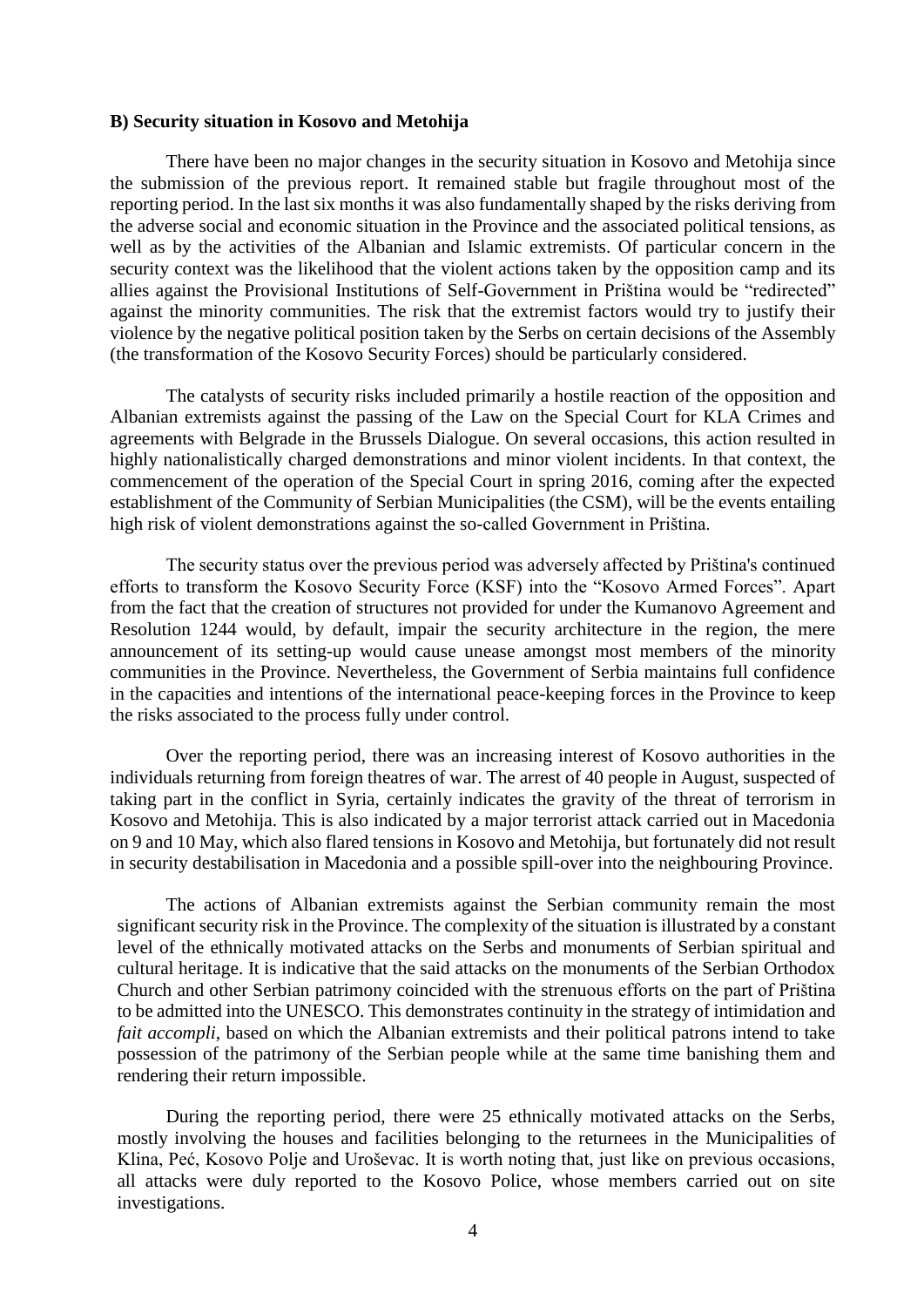**B) Security situation in Kosovo and Metohija**

There have been no major changes in the security situation in Kosovo and Metohija since the submission of the previous report. It remained stable but fragile throughout most of the reporting period. In the last six months it was also fundamentally shaped by the risks deriving from the adverse social and economic situation in the Province and the associated political tensions, as well as by the activities of the Albanian and Islamic extremists. Of particular concern in the security context was the likelihood that the violent actions taken by the opposition camp and its allies against the Provisional Institutions of Self-Government in Priština would be "redirected" against the minority communities. The risk that the extremist factors would try to justify their violence by the negative political position taken by the Serbs on certain decisions of the Assembly (the transformation of the Kosovo Security Forces) should be particularly considered.

The catalysts of security risks included primarily a hostile reaction of the opposition and Albanian extremists against the passing of the Law on the Special Court for KLA Crimes and agreements with Belgrade in the Brussels Dialogue. On several occasions, this action resulted in highly nationalistically charged demonstrations and minor violent incidents. In that context, the commencement of the operation of the Special Court in spring 2016, coming after the expected establishment of the Community of Serbian Municipalities (the CSM), will be the events entailing high risk of violent demonstrations against the so-called Government in Priština.

The security status over the previous period was adversely affected by Priština's continued efforts to transform the Kosovo Security Force (KSF) into the "Kosovo Armed Forces". Apart from the fact that the creation of structures not provided for under the Kumanovo Agreement and Resolution 1244 would, by default, impair the security architecture in the region, the mere announcement of its setting-up would cause unease amongst most members of the minority communities in the Province. Nevertheless, the Government of Serbia maintains full confidence in the capacities and intentions of the international peace-keeping forces in the Province to keep the risks associated to the process fully under control.

Over the reporting period, there was an increasing interest of Kosovo authorities in the individuals returning from foreign theatres of war. The arrest of 40 people in August, suspected of taking part in the conflict in Syria, certainly indicates the gravity of the threat of terrorism in Kosovo and Metohija. This is also indicated by a major terrorist attack carried out in Macedonia on 9 and 10 May, which also flared tensions in Kosovo and Metohija, but fortunately did not result in security destabilisation in Macedonia and a possible spill-over into the neighbouring Province.

The actions of Albanian extremists against the Serbian community remain the most significant security risk in the Province. The complexity of the situation is illustrated by a constant level of the ethnically motivated attacks on the Serbs and monuments of Serbian spiritual and cultural heritage. It is indicative that the said attacks on the monuments of the Serbian Orthodox Church and other Serbian patrimony coincided with the strenuous efforts on the part of Priština to be admitted into the UNESCO. This demonstrates continuity in the strategy of intimidation and *fait accompli*, based on which the Albanian extremists and their political patrons intend to take possession of the patrimony of the Serbian people while at the same time banishing them and rendering their return impossible.

During the reporting period, there were 25 ethnically motivated attacks on the Serbs, mostly involving the houses and facilities belonging to the returnees in the Municipalities of Klina, Peć, Kosovo Polje and Uroševac. It is worth noting that, just like on previous occasions, all attacks were duly reported to the Kosovo Police, whose members carried out on site investigations.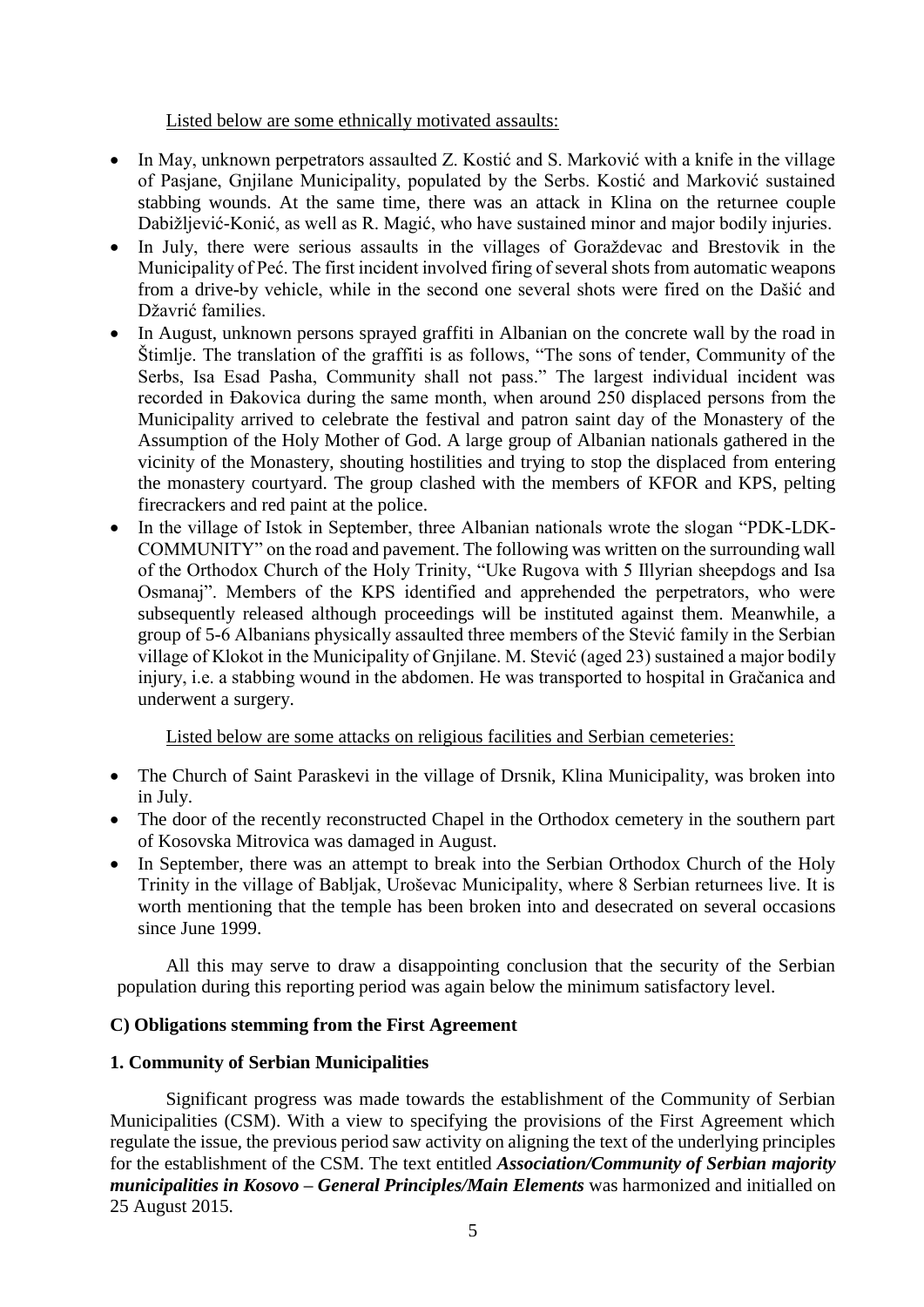Listed below are some ethnically motivated assaults:

- In May, unknown perpetrators assaulted Z. Kostić and S. Marković with a knife in the village of Pasjane, Gnjilane Municipality, populated by the Serbs. Kostić and Marković sustained stabbing wounds. At the same time, there was an attack in Klina on the returnee couple Dabižljević-Konić, as well as R. Magić, who have sustained minor and major bodily injuries.
- In July, there were serious assaults in the villages of Goraždevac and Brestovik in the Municipality of Peć. The first incident involved firing of several shots from automatic weapons from a drive-by vehicle, while in the second one several shots were fired on the Dašić and Džavrić families.
- In August, unknown persons sprayed graffiti in Albanian on the concrete wall by the road in Štimlje. The translation of the graffiti is as follows, "The sons of tender, Community of the Serbs, Isa Esad Pasha, Community shall not pass." The largest individual incident was recorded in Đakovica during the same month, when around 250 displaced persons from the Municipality arrived to celebrate the festival and patron saint day of the Monastery of the Assumption of the Holy Mother of God. A large group of Albanian nationals gathered in the vicinity of the Monastery, shouting hostilities and trying to stop the displaced from entering the monastery courtyard. The group clashed with the members of KFOR and KPS, pelting firecrackers and red paint at the police.
- In the village of Istok in September, three Albanian nationals wrote the slogan "PDK-LDK-COMMUNITY" on the road and pavement. The following was written on the surrounding wall of the Orthodox Church of the Holy Trinity, "Uke Rugova with 5 Illyrian sheepdogs and Isa Osmanaj". Members of the KPS identified and apprehended the perpetrators, who were subsequently released although proceedings will be instituted against them. Meanwhile, a group of 5-6 Albanians physically assaulted three members of the Stević family in the Serbian village of Klokot in the Municipality of Gnjilane. M. Stević (aged 23) sustained a major bodily injury, i.e. a stabbing wound in the abdomen. He was transported to hospital in Gračanica and underwent a surgery.

Listed below are some attacks on religious facilities and Serbian cemeteries:

- The Church of Saint Paraskevi in the village of Drsnik, Klina Municipality, was broken into in July.
- The door of the recently reconstructed Chapel in the Orthodox cemetery in the southern part of Kosovska Mitrovica was damaged in August.
- In September, there was an attempt to break into the Serbian Orthodox Church of the Holy Trinity in the village of Babljak, Uroševac Municipality, where 8 Serbian returnees live. It is worth mentioning that the temple has been broken into and desecrated on several occasions since June 1999.

All this may serve to draw a disappointing conclusion that the security of the Serbian population during this reporting period was again below the minimum satisfactory level.

### C) Obligations stemming from the First Agreement

#### 1. Community of Serbian Municipalities

Significant progress was made towards the establishment of the Community of Serbian Municipalities (CSM). With a view to specifying the provisions of the First Agreement which regulate the issue, the previous period saw activity on aligning the text of the underlying principles for the establishment of the CSM. The text entitled ***Association/Community of Serbian majority municipalities in Kosovo – General Principles/Main Elements*** was harmonized and initialled on 25 August 2015.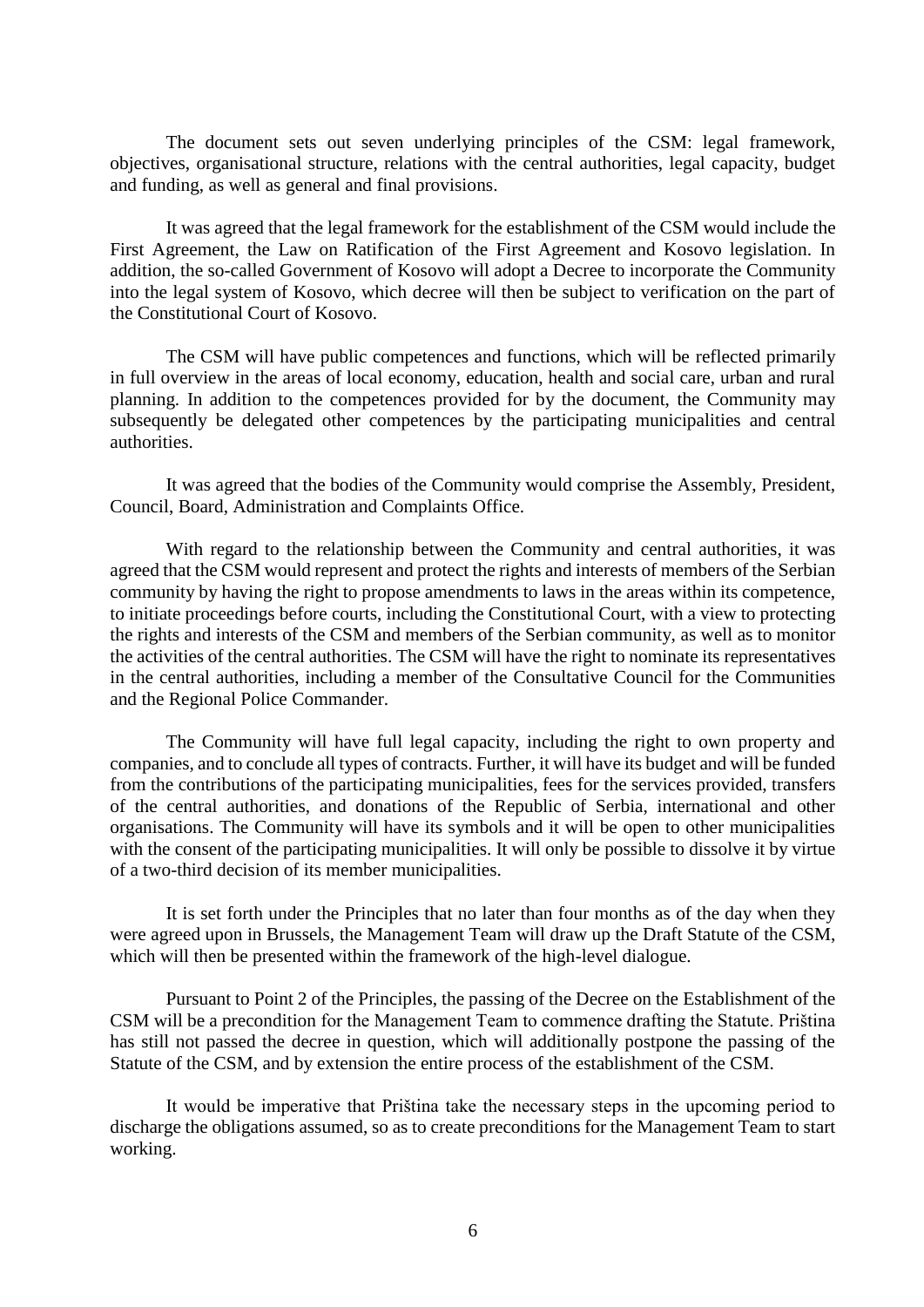The document sets out seven underlying principles of the CSM: legal framework, objectives, organisational structure, relations with the central authorities, legal capacity, budget and funding, as well as general and final provisions.

It was agreed that the legal framework for the establishment of the CSM would include the First Agreement, the Law on Ratification of the First Agreement and Kosovo legislation. In addition, the so-called Government of Kosovo will adopt a Decree to incorporate the Community into the legal system of Kosovo, which decree will then be subject to verification on the part of the Constitutional Court of Kosovo.

The CSM will have public competences and functions, which will be reflected primarily in full overview in the areas of local economy, education, health and social care, urban and rural planning. In addition to the competences provided for by the document, the Community may subsequently be delegated other competences by the participating municipalities and central authorities.

It was agreed that the bodies of the Community would comprise the Assembly, President, Council, Board, Administration and Complaints Office.

With regard to the relationship between the Community and central authorities, it was agreed that the CSM would represent and protect the rights and interests of members of the Serbian community by having the right to propose amendments to laws in the areas within its competence, to initiate proceedings before courts, including the Constitutional Court, with a view to protecting the rights and interests of the CSM and members of the Serbian community, as well as to monitor the activities of the central authorities. The CSM will have the right to nominate its representatives in the central authorities, including a member of the Consultative Council for the Communities and the Regional Police Commander.

The Community will have full legal capacity, including the right to own property and companies, and to conclude all types of contracts. Further, it will have its budget and will be funded from the contributions of the participating municipalities, fees for the services provided, transfers of the central authorities, and donations of the Republic of Serbia, international and other organisations. The Community will have its symbols and it will be open to other municipalities with the consent of the participating municipalities. It will only be possible to dissolve it by virtue of a two-third decision of its member municipalities.

It is set forth under the Principles that no later than four months as of the day when they were agreed upon in Brussels, the Management Team will draw up the Draft Statute of the CSM, which will then be presented within the framework of the high-level dialogue.

Pursuant to Point 2 of the Principles, the passing of the Decree on the Establishment of the CSM will be a precondition for the Management Team to commence drafting the Statute. Priština has still not passed the decree in question, which will additionally postpone the passing of the Statute of the CSM, and by extension the entire process of the establishment of the CSM.

It would be imperative that Priština take the necessary steps in the upcoming period to discharge the obligations assumed, so as to create preconditions for the Management Team to start working.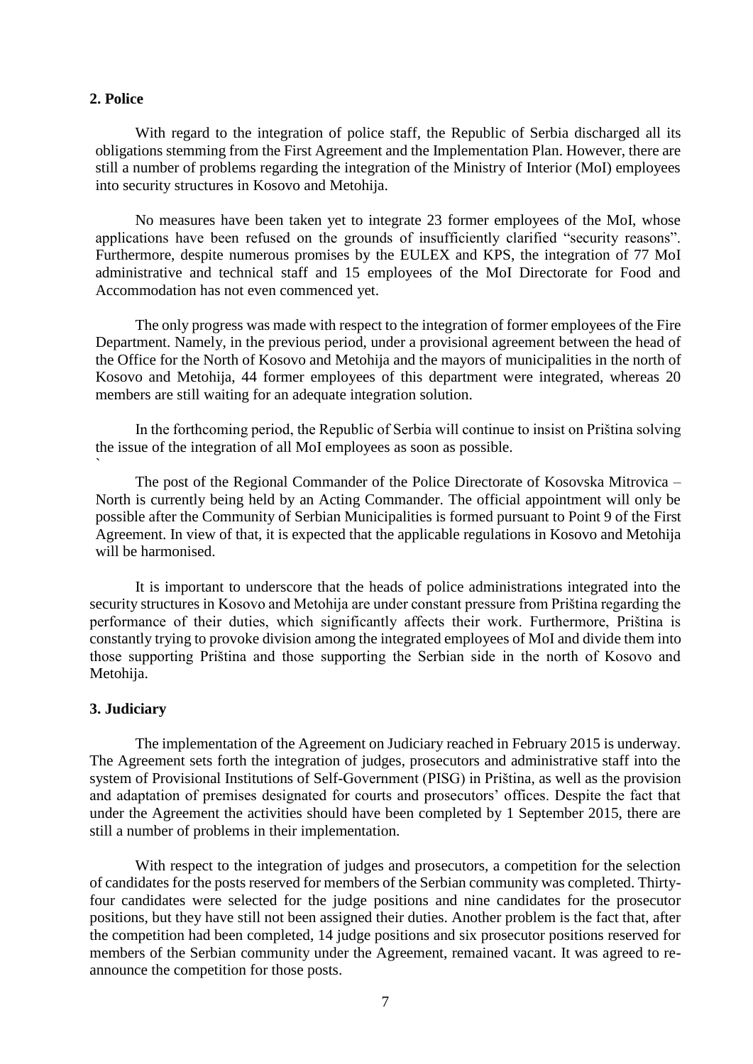## 2. Police

With regard to the integration of police staff, the Republic of Serbia discharged all its obligations stemming from the First Agreement and the Implementation Plan. However, there are still a number of problems regarding the integration of the Ministry of Interior (MoI) employees into security structures in Kosovo and Metohija.

No measures have been taken yet to integrate 23 former employees of the MoI, whose applications have been refused on the grounds of insufficiently clarified "security reasons". Furthermore, despite numerous promises by the EULEX and KPS, the integration of 77 MoI administrative and technical staff and 15 employees of the MoI Directorate for Food and Accommodation has not even commenced yet.

The only progress was made with respect to the integration of former employees of the Fire Department. Namely, in the previous period, under a provisional agreement between the head of the Office for the North of Kosovo and Metohija and the mayors of municipalities in the north of Kosovo and Metohija, 44 former employees of this department were integrated, whereas 20 members are still waiting for an adequate integration solution.

In the forthcoming period, the Republic of Serbia will continue to insist on Priština solving the issue of the integration of all MoI employees as soon as possible.

The post of the Regional Commander of the Police Directorate of Kosovska Mitrovica – North is currently being held by an Acting Commander. The official appointment will only be possible after the Community of Serbian Municipalities is formed pursuant to Point 9 of the First Agreement. In view of that, it is expected that the applicable regulations in Kosovo and Metohija will be harmonised.

It is important to underscore that the heads of police administrations integrated into the security structures in Kosovo and Metohija are under constant pressure from Priština regarding the performance of their duties, which significantly affects their work. Furthermore, Priština is constantly trying to provoke division among the integrated employees of MoI and divide them into those supporting Priština and those supporting the Serbian side in the north of Kosovo and Metohija.

## 3. Judiciary

The implementation of the Agreement on Judiciary reached in February 2015 is underway. The Agreement sets forth the integration of judges, prosecutors and administrative staff into the system of Provisional Institutions of Self-Government (PISG) in Priština, as well as the provision and adaptation of premises designated for courts and prosecutors' offices. Despite the fact that under the Agreement the activities should have been completed by 1 September 2015, there are still a number of problems in their implementation.

With respect to the integration of judges and prosecutors, a competition for the selection of candidates for the posts reserved for members of the Serbian community was completed. Thirty-four candidates were selected for the judge positions and nine candidates for the prosecutor positions, but they have still not been assigned their duties. Another problem is the fact that, after the competition had been completed, 14 judge positions and six prosecutor positions reserved for members of the Serbian community under the Agreement, remained vacant. It was agreed to re-announce the competition for those posts.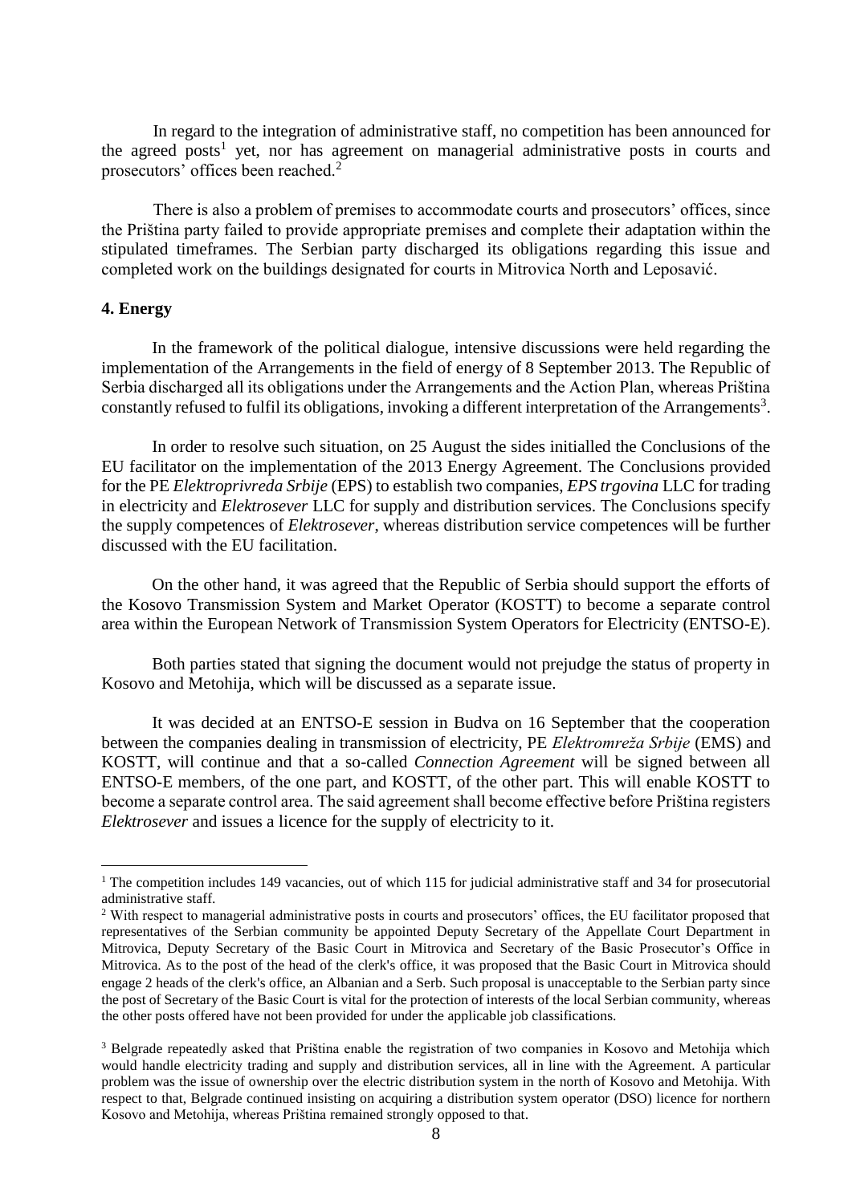In regard to the integration of administrative staff, no competition has been announced for the agreed posts[1] yet, nor has agreement on managerial administrative posts in courts and prosecutors' offices been reached.[2]

There is also a problem of premises to accommodate courts and prosecutors' offices, since the Priština party failed to provide appropriate premises and complete their adaptation within the stipulated timeframes. The Serbian party discharged its obligations regarding this issue and completed work on the buildings designated for courts in Mitrovica North and Leposavić.

**4. Energy**

In the framework of the political dialogue, intensive discussions were held regarding the implementation of the Arrangements in the field of energy of 8 September 2013. The Republic of Serbia discharged all its obligations under the Arrangements and the Action Plan, whereas Priština constantly refused to fulfil its obligations, invoking a different interpretation of the Arrangements[3].

In order to resolve such situation, on 25 August the sides initialled the Conclusions of the EU facilitator on the implementation of the 2013 Energy Agreement. The Conclusions provided for the PE *Elektroprivreda Srbije* (EPS) to establish two companies, *EPS trgovina* LLC for trading in electricity and *Elektrosever* LLC for supply and distribution services. The Conclusions specify the supply competences of *Elektrosever*, whereas distribution service competences will be further discussed with the EU facilitation.

On the other hand, it was agreed that the Republic of Serbia should support the efforts of the Kosovo Transmission System and Market Operator (KOSTT) to become a separate control area within the European Network of Transmission System Operators for Electricity (ENTSO-E).

Both parties stated that signing the document would not prejudge the status of property in Kosovo and Metohija, which will be discussed as a separate issue.

It was decided at an ENTSO-E session in Budva on 16 September that the cooperation between the companies dealing in transmission of electricity, PE *Elektromreža Srbije* (EMS) and KOSTT, will continue and that a so-called *Connection Agreement* will be signed between all ENTSO-E members, of the one part, and KOSTT, of the other part. This will enable KOSTT to become a separate control area. The said agreement shall become effective before Priština registers *Elektrosever* and issues a licence for the supply of electricity to it.

---

[1] The competition includes 149 vacancies, out of which 115 for judicial administrative staff and 34 for prosecutorial administrative staff.

[2] With respect to managerial administrative posts in courts and prosecutors' offices, the EU facilitator proposed that representatives of the Serbian community be appointed Deputy Secretary of the Appellate Court Department in Mitrovica, Deputy Secretary of the Basic Court in Mitrovica and Secretary of the Basic Prosecutor's Office in Mitrovica. As to the post of the head of the clerk's office, it was proposed that the Basic Court in Mitrovica should engage 2 heads of the clerk's office, an Albanian and a Serb. Such proposal is unacceptable to the Serbian party since the post of Secretary of the Basic Court is vital for the protection of interests of the local Serbian community, whereas the other posts offered have not been provided for under the applicable job classifications.

[3] Belgrade repeatedly asked that Priština enable the registration of two companies in Kosovo and Metohija which would handle electricity trading and supply and distribution services, all in line with the Agreement. A particular problem was the issue of ownership over the electric distribution system in the north of Kosovo and Metohija. With respect to that, Belgrade continued insisting on acquiring a distribution system operator (DSO) licence for northern Kosovo and Metohija, whereas Priština remained strongly opposed to that.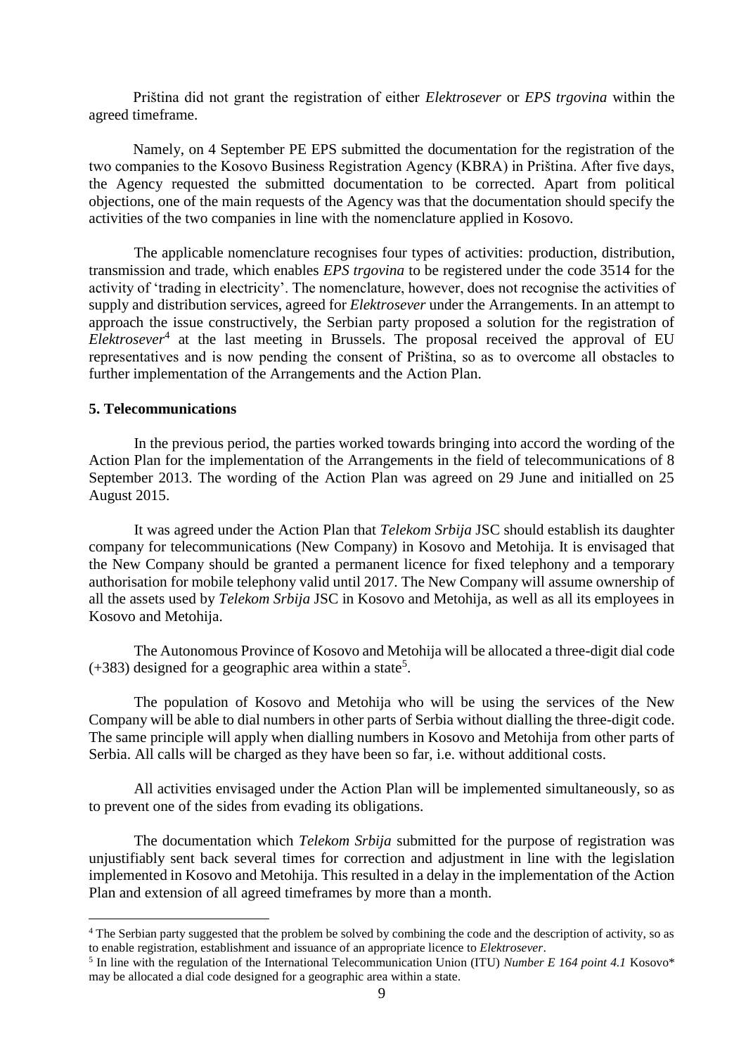Priština did not grant the registration of either *Elektrosever* or *EPS trgovina* within the agreed timeframe.

Namely, on 4 September PE EPS submitted the documentation for the registration of the two companies to the Kosovo Business Registration Agency (KBRA) in Priština. After five days, the Agency requested the submitted documentation to be corrected. Apart from political objections, one of the main requests of the Agency was that the documentation should specify the activities of the two companies in line with the nomenclature applied in Kosovo.

The applicable nomenclature recognises four types of activities: production, distribution, transmission and trade, which enables *EPS trgovina* to be registered under the code 3514 for the activity of 'trading in electricity'. The nomenclature, however, does not recognise the activities of supply and distribution services, agreed for *Elektrosever* under the Arrangements. In an attempt to approach the issue constructively, the Serbian party proposed a solution for the registration of *Elektrosever*[4] at the last meeting in Brussels. The proposal received the approval of EU representatives and is now pending the consent of Priština, so as to overcome all obstacles to further implementation of the Arrangements and the Action Plan.

## 5. Telecommunications

In the previous period, the parties worked towards bringing into accord the wording of the Action Plan for the implementation of the Arrangements in the field of telecommunications of 8 September 2013. The wording of the Action Plan was agreed on 29 June and initialled on 25 August 2015.

It was agreed under the Action Plan that *Telekom Srbija* JSC should establish its daughter company for telecommunications (New Company) in Kosovo and Metohija. It is envisaged that the New Company should be granted a permanent licence for fixed telephony and a temporary authorisation for mobile telephony valid until 2017. The New Company will assume ownership of all the assets used by *Telekom Srbija* JSC in Kosovo and Metohija, as well as all its employees in Kosovo and Metohija.

The Autonomous Province of Kosovo and Metohija will be allocated a three-digit dial code (+383) designed for a geographic area within a state[5].

The population of Kosovo and Metohija who will be using the services of the New Company will be able to dial numbers in other parts of Serbia without dialling the three-digit code. The same principle will apply when dialling numbers in Kosovo and Metohija from other parts of Serbia. All calls will be charged as they have been so far, i.e. without additional costs.

All activities envisaged under the Action Plan will be implemented simultaneously, so as to prevent one of the sides from evading its obligations.

The documentation which *Telekom Srbija* submitted for the purpose of registration was unjustifiably sent back several times for correction and adjustment in line with the legislation implemented in Kosovo and Metohija. This resulted in a delay in the implementation of the Action Plan and extension of all agreed timeframes by more than a month.

---

[4] The Serbian party suggested that the problem be solved by combining the code and the description of activity, so as to enable registration, establishment and issuance of an appropriate licence to *Elektrosever*.

[5] In line with the regulation of the International Telecommunication Union (ITU) *Number E 164 point 4.1* Kosovo* may be allocated a dial code designed for a geographic area within a state.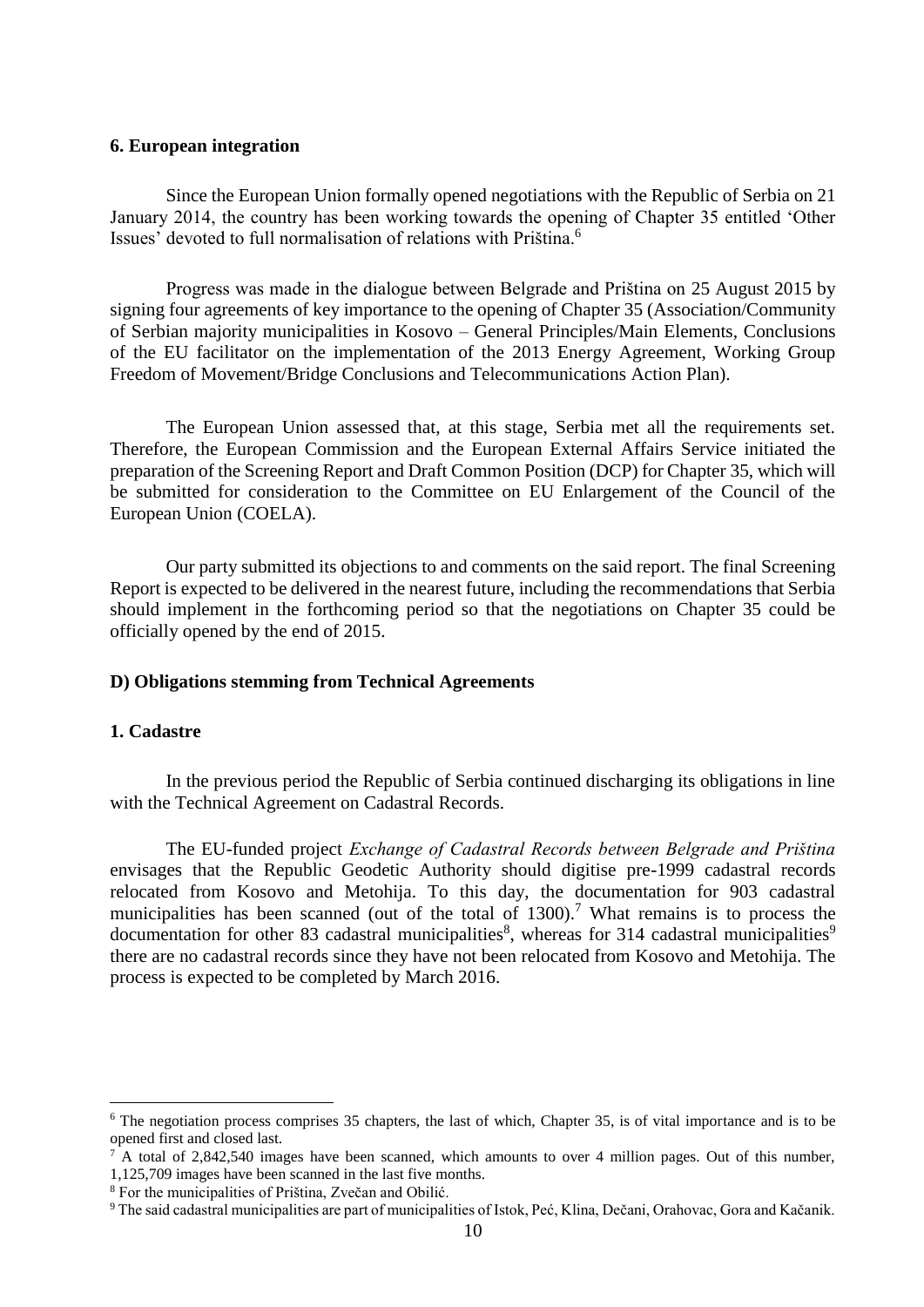## 6. European integration

Since the European Union formally opened negotiations with the Republic of Serbia on 21 January 2014, the country has been working towards the opening of Chapter 35 entitled 'Other Issues' devoted to full normalisation of relations with Priština.[6]

Progress was made in the dialogue between Belgrade and Priština on 25 August 2015 by signing four agreements of key importance to the opening of Chapter 35 (Association/Community of Serbian majority municipalities in Kosovo – General Principles/Main Elements, Conclusions of the EU facilitator on the implementation of the 2013 Energy Agreement, Working Group Freedom of Movement/Bridge Conclusions and Telecommunications Action Plan).

The European Union assessed that, at this stage, Serbia met all the requirements set. Therefore, the European Commission and the European External Affairs Service initiated the preparation of the Screening Report and Draft Common Position (DCP) for Chapter 35, which will be submitted for consideration to the Committee on EU Enlargement of the Council of the European Union (COELA).

Our party submitted its objections to and comments on the said report. The final Screening Report is expected to be delivered in the nearest future, including the recommendations that Serbia should implement in the forthcoming period so that the negotiations on Chapter 35 could be officially opened by the end of 2015.

## D) Obligations stemming from Technical Agreements

### 1. Cadastre

In the previous period the Republic of Serbia continued discharging its obligations in line with the Technical Agreement on Cadastral Records.

The EU-funded project *Exchange of Cadastral Records between Belgrade and Priština* envisages that the Republic Geodetic Authority should digitise pre-1999 cadastral records relocated from Kosovo and Metohija. To this day, the documentation for 903 cadastral municipalities has been scanned (out of the total of 1300).[7] What remains is to process the documentation for other 83 cadastral municipalities[8], whereas for 314 cadastral municipalities[9] there are no cadastral records since they have not been relocated from Kosovo and Metohija. The process is expected to be completed by March 2016.

---

[6] The negotiation process comprises 35 chapters, the last of which, Chapter 35, is of vital importance and is to be opened first and closed last.

[7] A total of 2,842,540 images have been scanned, which amounts to over 4 million pages. Out of this number, 1,125,709 images have been scanned in the last five months.

[8] For the municipalities of Priština, Zvečan and Obilić.

[9] The said cadastral municipalities are part of municipalities of Istok, Peć, Klina, Dečani, Orahovac, Gora and Kačanik.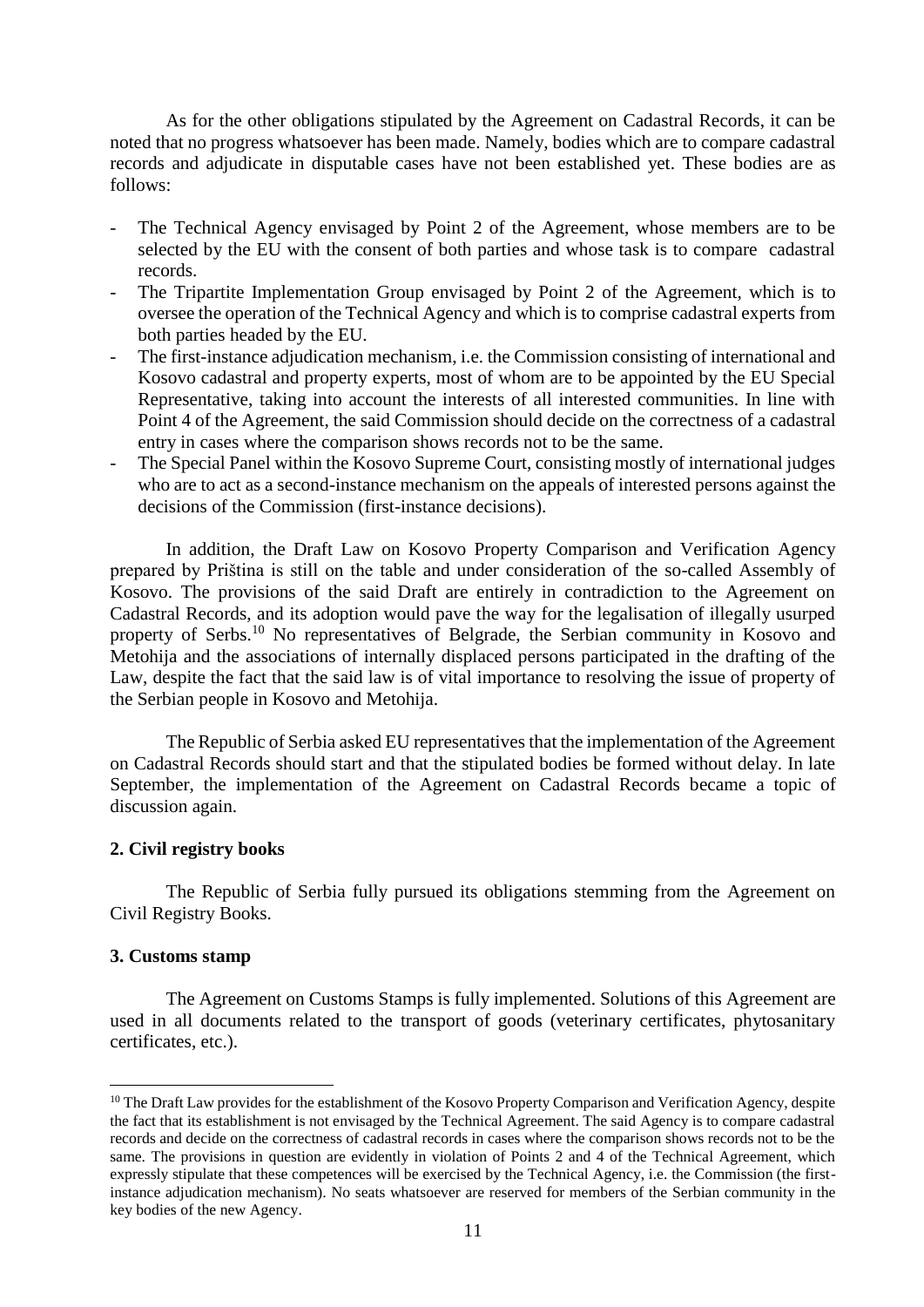As for the other obligations stipulated by the Agreement on Cadastral Records, it can be noted that no progress whatsoever has been made. Namely, bodies which are to compare cadastral records and adjudicate in disputable cases have not been established yet. These bodies are as follows:

- The Technical Agency envisaged by Point 2 of the Agreement, whose members are to be selected by the EU with the consent of both parties and whose task is to compare cadastral records.
- The Tripartite Implementation Group envisaged by Point 2 of the Agreement, which is to oversee the operation of the Technical Agency and which is to comprise cadastral experts from both parties headed by the EU.
- The first-instance adjudication mechanism, i.e. the Commission consisting of international and Kosovo cadastral and property experts, most of whom are to be appointed by the EU Special Representative, taking into account the interests of all interested communities. In line with Point 4 of the Agreement, the said Commission should decide on the correctness of a cadastral entry in cases where the comparison shows records not to be the same.
- The Special Panel within the Kosovo Supreme Court, consisting mostly of international judges who are to act as a second-instance mechanism on the appeals of interested persons against the decisions of the Commission (first-instance decisions).

In addition, the Draft Law on Kosovo Property Comparison and Verification Agency prepared by Priština is still on the table and under consideration of the so-called Assembly of Kosovo. The provisions of the said Draft are entirely in contradiction to the Agreement on Cadastral Records, and its adoption would pave the way for the legalisation of illegally usurped property of Serbs.[10] No representatives of Belgrade, the Serbian community in Kosovo and Metohija and the associations of internally displaced persons participated in the drafting of the Law, despite the fact that the said law is of vital importance to resolving the issue of property of the Serbian people in Kosovo and Metohija.

The Republic of Serbia asked EU representatives that the implementation of the Agreement on Cadastral Records should start and that the stipulated bodies be formed without delay. In late September, the implementation of the Agreement on Cadastral Records became a topic of discussion again.

**2. Civil registry books**

The Republic of Serbia fully pursued its obligations stemming from the Agreement on Civil Registry Books.

**3. Customs stamp**

The Agreement on Customs Stamps is fully implemented. Solutions of this Agreement are used in all documents related to the transport of goods (veterinary certificates, phytosanitary certificates, etc.).

[10] The Draft Law provides for the establishment of the Kosovo Property Comparison and Verification Agency, despite the fact that its establishment is not envisaged by the Technical Agreement. The said Agency is to compare cadastral records and decide on the correctness of cadastral records in cases where the comparison shows records not to be the same. The provisions in question are evidently in violation of Points 2 and 4 of the Technical Agreement, which expressly stipulate that these competences will be exercised by the Technical Agency, i.e. the Commission (the first-instance adjudication mechanism). No seats whatsoever are reserved for members of the Serbian community in the key bodies of the new Agency.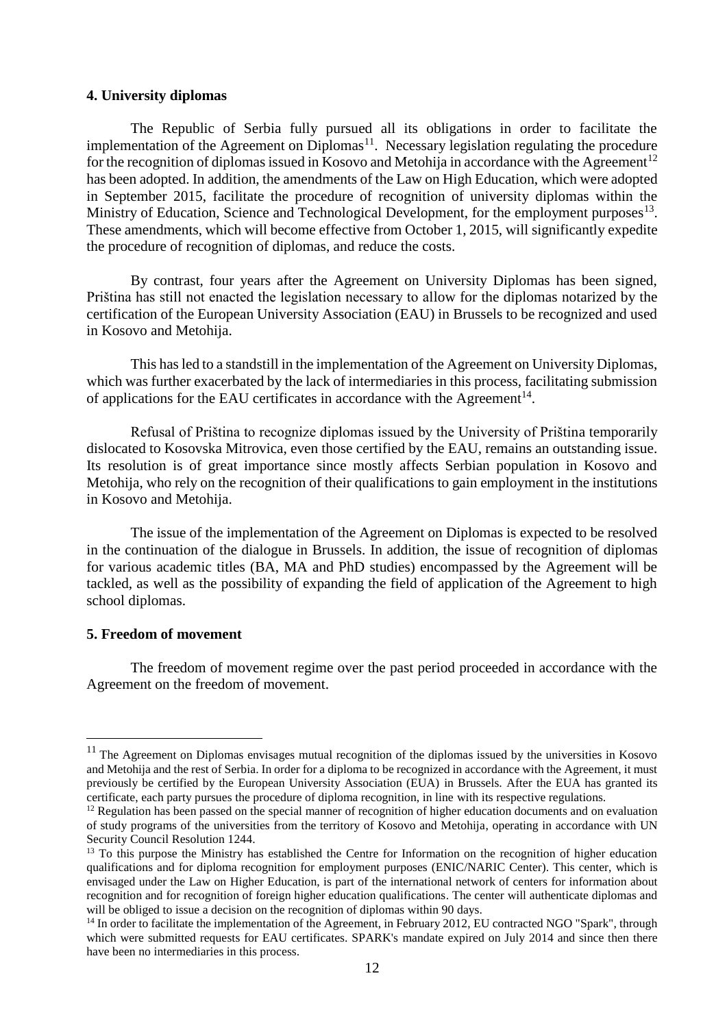## 4. University diplomas

The Republic of Serbia fully pursued all its obligations in order to facilitate the implementation of the Agreement on Diplomas[11]. Necessary legislation regulating the procedure for the recognition of diplomas issued in Kosovo and Metohija in accordance with the Agreement[12] has been adopted. In addition, the amendments of the Law on High Education, which were adopted in September 2015, facilitate the procedure of recognition of university diplomas within the Ministry of Education, Science and Technological Development, for the employment purposes[13]. These amendments, which will become effective from October 1, 2015, will significantly expedite the procedure of recognition of diplomas, and reduce the costs.

By contrast, four years after the Agreement on University Diplomas has been signed, Priština has still not enacted the legislation necessary to allow for the diplomas notarized by the certification of the European University Association (EAU) in Brussels to be recognized and used in Kosovo and Metohija.

This has led to a standstill in the implementation of the Agreement on University Diplomas, which was further exacerbated by the lack of intermediaries in this process, facilitating submission of applications for the EAU certificates in accordance with the Agreement[14].

Refusal of Priština to recognize diplomas issued by the University of Priština temporarily dislocated to Kosovska Mitrovica, even those certified by the EAU, remains an outstanding issue. Its resolution is of great importance since mostly affects Serbian population in Kosovo and Metohija, who rely on the recognition of their qualifications to gain employment in the institutions in Kosovo and Metohija.

The issue of the implementation of the Agreement on Diplomas is expected to be resolved in the continuation of the dialogue in Brussels. In addition, the issue of recognition of diplomas for various academic titles (BA, MA and PhD studies) encompassed by the Agreement will be tackled, as well as the possibility of expanding the field of application of the Agreement to high school diplomas.

## 5. Freedom of movement

The freedom of movement regime over the past period proceeded in accordance with the Agreement on the freedom of movement.

---

[11] The Agreement on Diplomas envisages mutual recognition of the diplomas issued by the universities in Kosovo and Metohija and the rest of Serbia. In order for a diploma to be recognized in accordance with the Agreement, it must previously be certified by the European University Association (EUA) in Brussels. After the EUA has granted its certificate, each party pursues the procedure of diploma recognition, in line with its respective regulations.

[12] Regulation has been passed on the special manner of recognition of higher education documents and on evaluation of study programs of the universities from the territory of Kosovo and Metohija, operating in accordance with UN Security Council Resolution 1244.

[13] To this purpose the Ministry has established the Centre for Information on the recognition of higher education qualifications and for diploma recognition for employment purposes (ENIC/NARIC Center). This center, which is envisaged under the Law on Higher Education, is part of the international network of centers for information about recognition and for recognition of foreign higher education qualifications. The center will authenticate diplomas and will be obliged to issue a decision on the recognition of diplomas within 90 days.

[14] In order to facilitate the implementation of the Agreement, in February 2012, EU contracted NGO "Spark", through which were submitted requests for EAU certificates. SPARK's mandate expired on July 2014 and since then there have been no intermediaries in this process.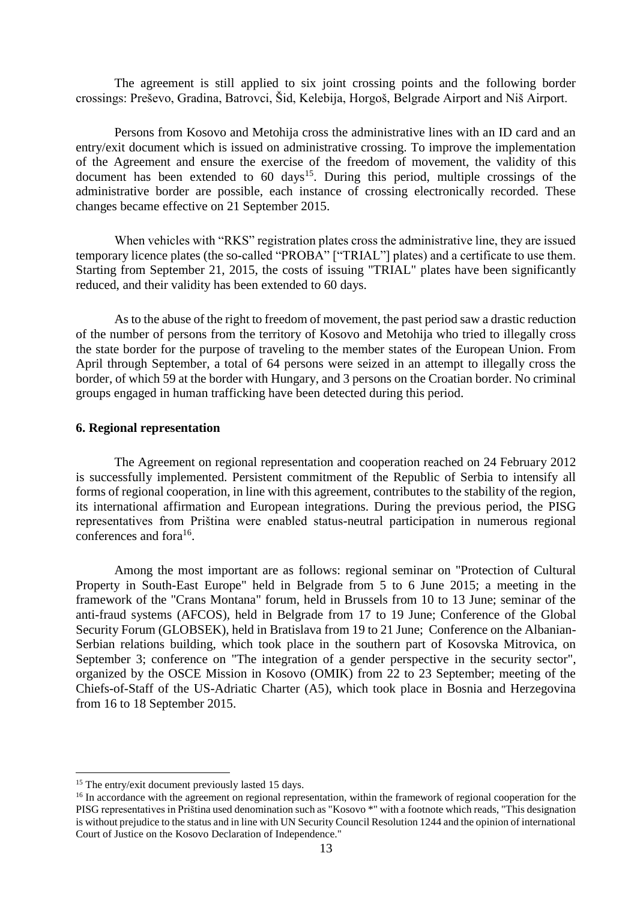The agreement is still applied to six joint crossing points and the following border crossings: Preševo, Gradina, Batrovci, Šid, Kelebija, Horgoš, Belgrade Airport and Niš Airport.

Persons from Kosovo and Metohija cross the administrative lines with an ID card and an entry/exit document which is issued on administrative crossing. To improve the implementation of the Agreement and ensure the exercise of the freedom of movement, the validity of this document has been extended to 60 days[15]. During this period, multiple crossings of the administrative border are possible, each instance of crossing electronically recorded. These changes became effective on 21 September 2015.

When vehicles with "RKS" registration plates cross the administrative line, they are issued temporary licence plates (the so-called "PROBA" ["TRIAL"] plates) and a certificate to use them. Starting from September 21, 2015, the costs of issuing "TRIAL" plates have been significantly reduced, and their validity has been extended to 60 days.

As to the abuse of the right to freedom of movement, the past period saw a drastic reduction of the number of persons from the territory of Kosovo and Metohija who tried to illegally cross the state border for the purpose of traveling to the member states of the European Union. From April through September, a total of 64 persons were seized in an attempt to illegally cross the border, of which 59 at the border with Hungary, and 3 persons on the Croatian border. No criminal groups engaged in human trafficking have been detected during this period.

## 6. Regional representation

The Agreement on regional representation and cooperation reached on 24 February 2012 is successfully implemented. Persistent commitment of the Republic of Serbia to intensify all forms of regional cooperation, in line with this agreement, contributes to the stability of the region, its international affirmation and European integrations. During the previous period, the PISG representatives from Priština were enabled status-neutral participation in numerous regional conferences and fora[16].

Among the most important are as follows: regional seminar on "Protection of Cultural Property in South-East Europe" held in Belgrade from 5 to 6 June 2015; a meeting in the framework of the "Crans Montana" forum, held in Brussels from 10 to 13 June; seminar of the anti-fraud systems (AFCOS), held in Belgrade from 17 to 19 June; Conference of the Global Security Forum (GLOBSEK), held in Bratislava from 19 to 21 June; Conference on the Albanian-Serbian relations building, which took place in the southern part of Kosovska Mitrovica, on September 3; conference on "The integration of a gender perspective in the security sector", organized by the OSCE Mission in Kosovo (OMIK) from 22 to 23 September; meeting of the Chiefs-of-Staff of the US-Adriatic Charter (A5), which took place in Bosnia and Herzegovina from 16 to 18 September 2015.

---

[15] The entry/exit document previously lasted 15 days.

[16] In accordance with the agreement on regional representation, within the framework of regional cooperation for the PISG representatives in Priština used denomination such as "Kosovo *" with a footnote which reads, "This designation is without prejudice to the status and in line with UN Security Council Resolution 1244 and the opinion of international Court of Justice on the Kosovo Declaration of Independence."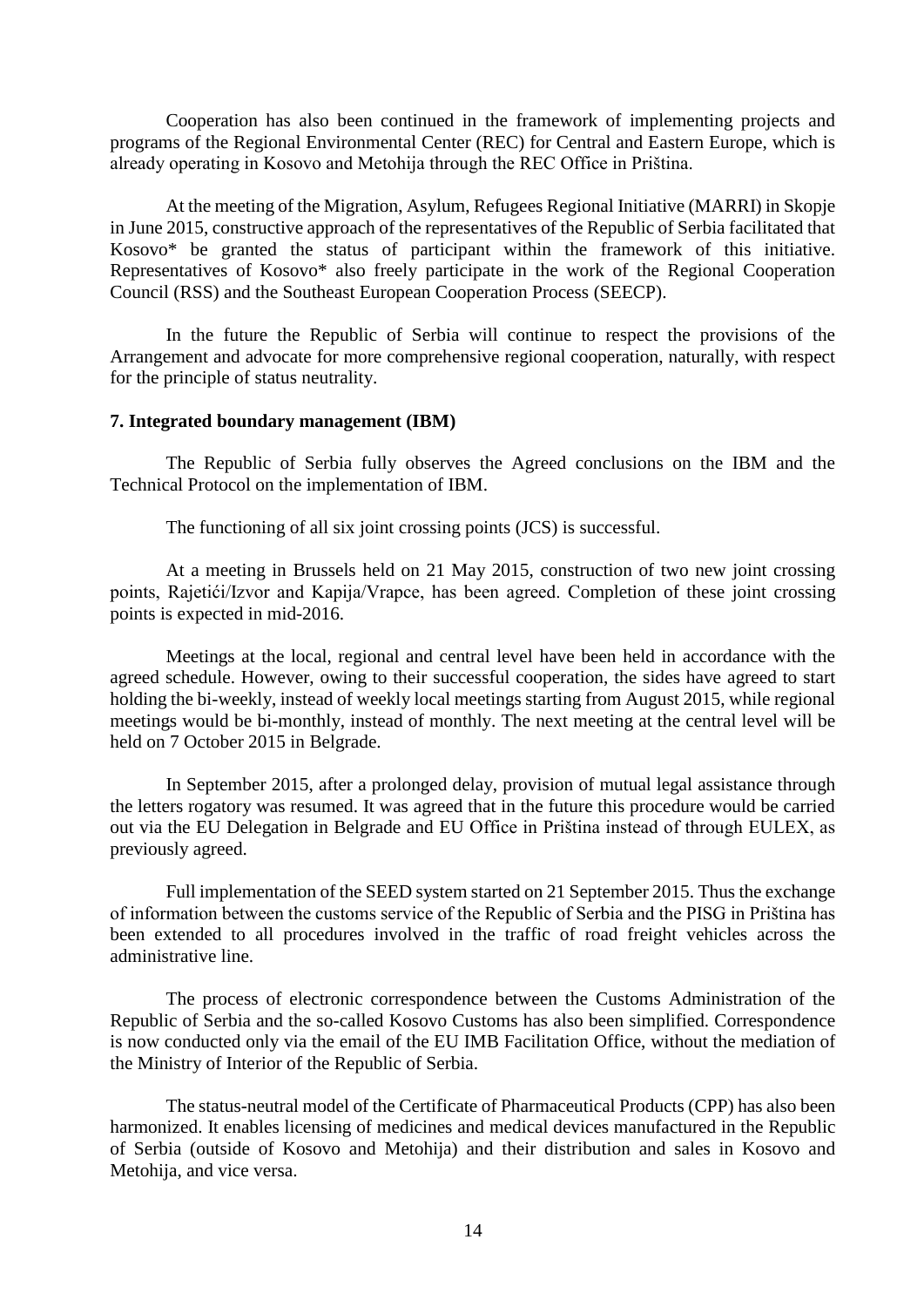Cooperation has also been continued in the framework of implementing projects and programs of the Regional Environmental Center (REC) for Central and Eastern Europe, which is already operating in Kosovo and Metohija through the REC Office in Priština.

At the meeting of the Migration, Asylum, Refugees Regional Initiative (MARRI) in Skopje in June 2015, constructive approach of the representatives of the Republic of Serbia facilitated that Kosovo* be granted the status of participant within the framework of this initiative. Representatives of Kosovo* also freely participate in the work of the Regional Cooperation Council (RSS) and the Southeast European Cooperation Process (SEECP).

In the future the Republic of Serbia will continue to respect the provisions of the Arrangement and advocate for more comprehensive regional cooperation, naturally, with respect for the principle of status neutrality.

### 7. Integrated boundary management (IBM)

The Republic of Serbia fully observes the Agreed conclusions on the IBM and the Technical Protocol on the implementation of IBM.

The functioning of all six joint crossing points (JCS) is successful.

At a meeting in Brussels held on 21 May 2015, construction of two new joint crossing points, Rajetići/Izvor and Kapija/Vrapce, has been agreed. Completion of these joint crossing points is expected in mid-2016.

Meetings at the local, regional and central level have been held in accordance with the agreed schedule. However, owing to their successful cooperation, the sides have agreed to start holding the bi-weekly, instead of weekly local meetings starting from August 2015, while regional meetings would be bi-monthly, instead of monthly. The next meeting at the central level will be held on 7 October 2015 in Belgrade.

In September 2015, after a prolonged delay, provision of mutual legal assistance through the letters rogatory was resumed. It was agreed that in the future this procedure would be carried out via the EU Delegation in Belgrade and EU Office in Priština instead of through EULEX, as previously agreed.

Full implementation of the SEED system started on 21 September 2015. Thus the exchange of information between the customs service of the Republic of Serbia and the PISG in Priština has been extended to all procedures involved in the traffic of road freight vehicles across the administrative line.

The process of electronic correspondence between the Customs Administration of the Republic of Serbia and the so-called Kosovo Customs has also been simplified. Correspondence is now conducted only via the email of the EU IMB Facilitation Office, without the mediation of the Ministry of Interior of the Republic of Serbia.

The status-neutral model of the Certificate of Pharmaceutical Products (CPP) has also been harmonized. It enables licensing of medicines and medical devices manufactured in the Republic of Serbia (outside of Kosovo and Metohija) and their distribution and sales in Kosovo and Metohija, and vice versa.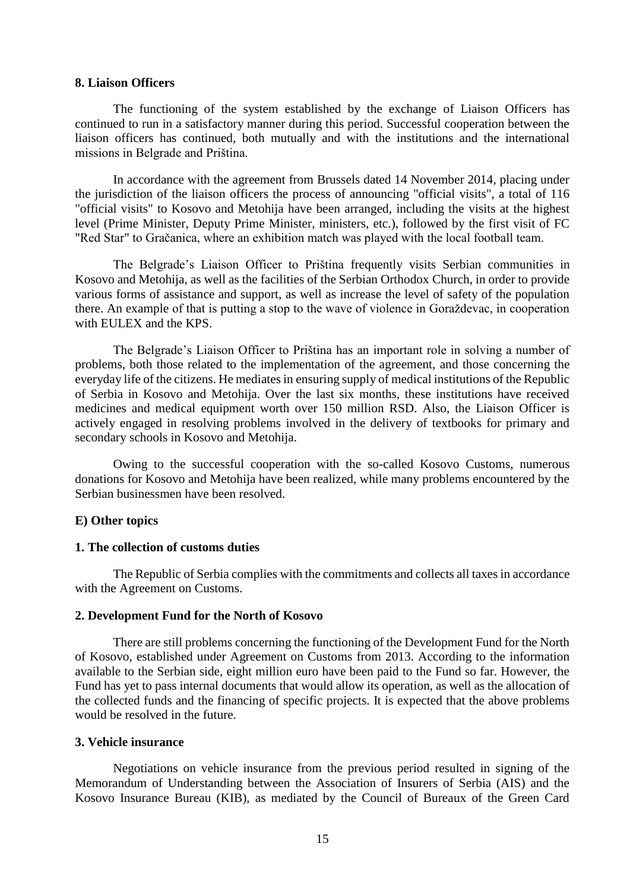**8. Liaison Officers**

The functioning of the system established by the exchange of Liaison Officers has continued to run in a satisfactory manner during this period. Successful cooperation between the liaison officers has continued, both mutually and with the institutions and the international missions in Belgrade and Priština.

In accordance with the agreement from Brussels dated 14 November 2014, placing under the jurisdiction of the liaison officers the process of announcing "official visits", a total of 116 "official visits" to Kosovo and Metohija have been arranged, including the visits at the highest level (Prime Minister, Deputy Prime Minister, ministers, etc.), followed by the first visit of FC "Red Star" to Gračanica, where an exhibition match was played with the local football team.

The Belgrade's Liaison Officer to Priština frequently visits Serbian communities in Kosovo and Metohija, as well as the facilities of the Serbian Orthodox Church, in order to provide various forms of assistance and support, as well as increase the level of safety of the population there. An example of that is putting a stop to the wave of violence in Goraždevac, in cooperation with EULEX and the KPS.

The Belgrade's Liaison Officer to Priština has an important role in solving a number of problems, both those related to the implementation of the agreement, and those concerning the everyday life of the citizens. He mediates in ensuring supply of medical institutions of the Republic of Serbia in Kosovo and Metohija. Over the last six months, these institutions have received medicines and medical equipment worth over 150 million RSD. Also, the Liaison Officer is actively engaged in resolving problems involved in the delivery of textbooks for primary and secondary schools in Kosovo and Metohija.

Owing to the successful cooperation with the so-called Kosovo Customs, numerous donations for Kosovo and Metohija have been realized, while many problems encountered by the Serbian businessmen have been resolved.

**E) Other topics**

**1. The collection of customs duties**

The Republic of Serbia complies with the commitments and collects all taxes in accordance with the Agreement on Customs.

**2. Development Fund for the North of Kosovo**

There are still problems concerning the functioning of the Development Fund for the North of Kosovo, established under Agreement on Customs from 2013. According to the information available to the Serbian side, eight million euro have been paid to the Fund so far. However, the Fund has yet to pass internal documents that would allow its operation, as well as the allocation of the collected funds and the financing of specific projects. It is expected that the above problems would be resolved in the future.

**3. Vehicle insurance**

Negotiations on vehicle insurance from the previous period resulted in signing of the Memorandum of Understanding between the Association of Insurers of Serbia (AIS) and the Kosovo Insurance Bureau (KIB), as mediated by the Council of Bureaux of the Green Card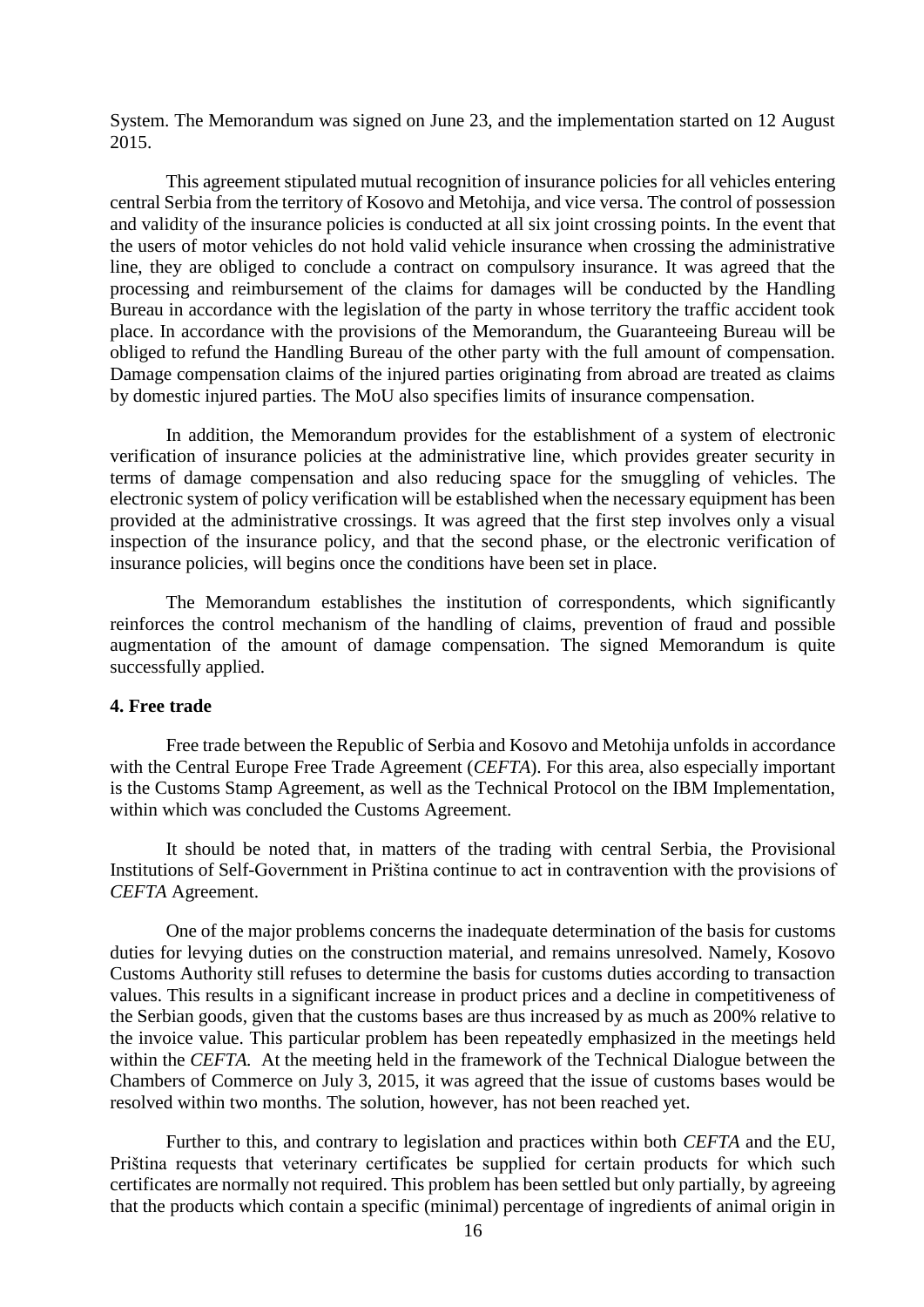System. The Memorandum was signed on June 23, and the implementation started on 12 August 2015.

This agreement stipulated mutual recognition of insurance policies for all vehicles entering central Serbia from the territory of Kosovo and Metohija, and vice versa. The control of possession and validity of the insurance policies is conducted at all six joint crossing points. In the event that the users of motor vehicles do not hold valid vehicle insurance when crossing the administrative line, they are obliged to conclude a contract on compulsory insurance. It was agreed that the processing and reimbursement of the claims for damages will be conducted by the Handling Bureau in accordance with the legislation of the party in whose territory the traffic accident took place. In accordance with the provisions of the Memorandum, the Guaranteeing Bureau will be obliged to refund the Handling Bureau of the other party with the full amount of compensation. Damage compensation claims of the injured parties originating from abroad are treated as claims by domestic injured parties. The MoU also specifies limits of insurance compensation.

In addition, the Memorandum provides for the establishment of a system of electronic verification of insurance policies at the administrative line, which provides greater security in terms of damage compensation and also reducing space for the smuggling of vehicles. The electronic system of policy verification will be established when the necessary equipment has been provided at the administrative crossings. It was agreed that the first step involves only a visual inspection of the insurance policy, and that the second phase, or the electronic verification of insurance policies, will begins once the conditions have been set in place.

The Memorandum establishes the institution of correspondents, which significantly reinforces the control mechanism of the handling of claims, prevention of fraud and possible augmentation of the amount of damage compensation. The signed Memorandum is quite successfully applied.

#### 4. Free trade

Free trade between the Republic of Serbia and Kosovo and Metohija unfolds in accordance with the Central Europe Free Trade Agreement (*CEFTA*). For this area, also especially important is the Customs Stamp Agreement, as well as the Technical Protocol on the IBM Implementation, within which was concluded the Customs Agreement.

It should be noted that, in matters of the trading with central Serbia, the Provisional Institutions of Self-Government in Priština continue to act in contravention with the provisions of *CEFTA* Agreement.

One of the major problems concerns the inadequate determination of the basis for customs duties for levying duties on the construction material, and remains unresolved. Namely, Kosovo Customs Authority still refuses to determine the basis for customs duties according to transaction values. This results in a significant increase in product prices and a decline in competitiveness of the Serbian goods, given that the customs bases are thus increased by as much as 200% relative to the invoice value. This particular problem has been repeatedly emphasized in the meetings held within the *CEFTA.* At the meeting held in the framework of the Technical Dialogue between the Chambers of Commerce on July 3, 2015, it was agreed that the issue of customs bases would be resolved within two months. The solution, however, has not been reached yet.

Further to this, and contrary to legislation and practices within both *CEFTA* and the EU, Priština requests that veterinary certificates be supplied for certain products for which such certificates are normally not required. This problem has been settled but only partially, by agreeing that the products which contain a specific (minimal) percentage of ingredients of animal origin in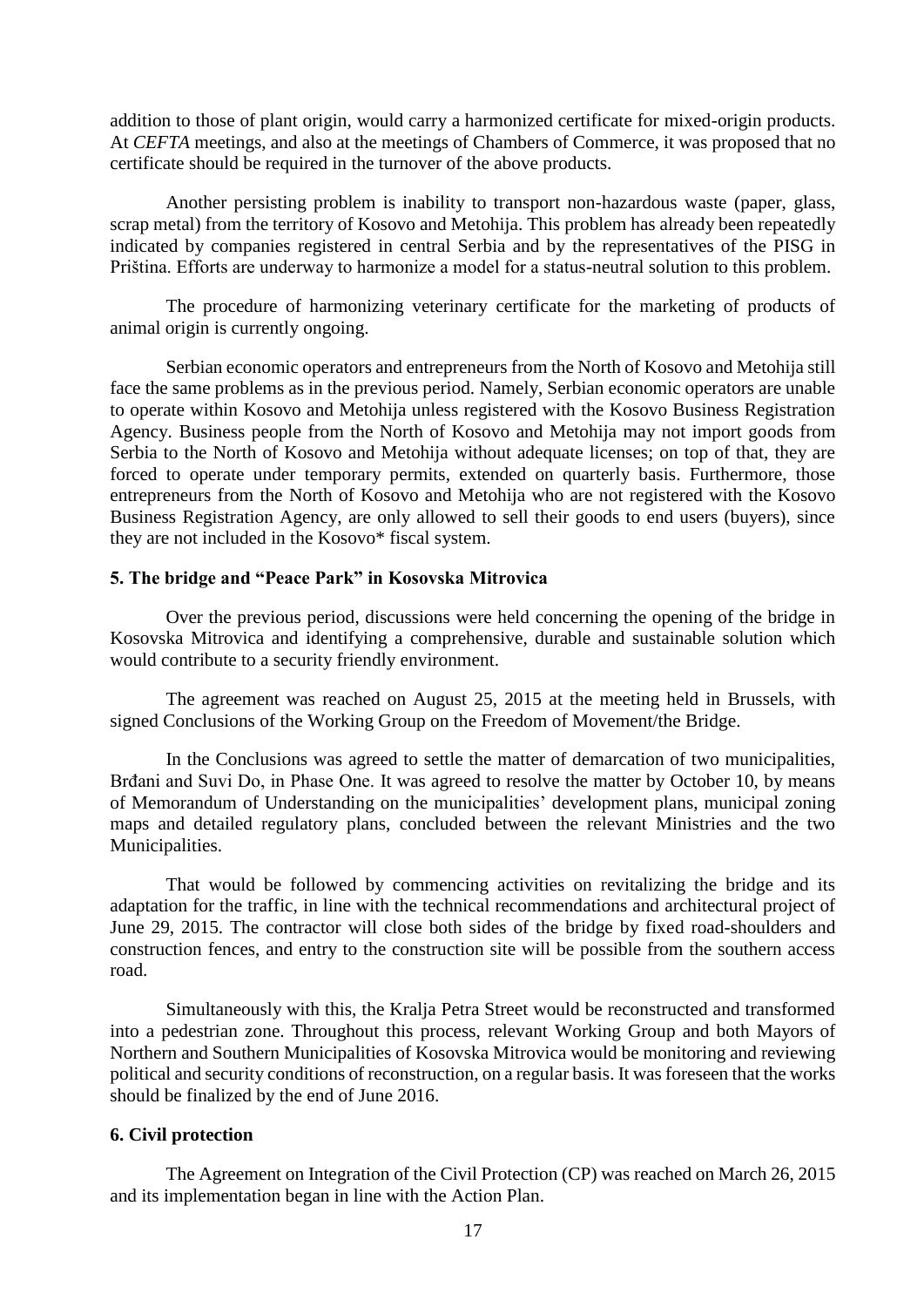addition to those of plant origin, would carry a harmonized certificate for mixed-origin products. At *CEFTA* meetings, and also at the meetings of Chambers of Commerce, it was proposed that no certificate should be required in the turnover of the above products.

Another persisting problem is inability to transport non-hazardous waste (paper, glass, scrap metal) from the territory of Kosovo and Metohija. This problem has already been repeatedly indicated by companies registered in central Serbia and by the representatives of the PISG in Priština. Efforts are underway to harmonize a model for a status-neutral solution to this problem.

The procedure of harmonizing veterinary certificate for the marketing of products of animal origin is currently ongoing.

Serbian economic operators and entrepreneurs from the North of Kosovo and Metohija still face the same problems as in the previous period. Namely, Serbian economic operators are unable to operate within Kosovo and Metohija unless registered with the Kosovo Business Registration Agency. Business people from the North of Kosovo and Metohija may not import goods from Serbia to the North of Kosovo and Metohija without adequate licenses; on top of that, they are forced to operate under temporary permits, extended on quarterly basis. Furthermore, those entrepreneurs from the North of Kosovo and Metohija who are not registered with the Kosovo Business Registration Agency, are only allowed to sell their goods to end users (buyers), since they are not included in the Kosovo* fiscal system.

### 5. The bridge and "Peace Park" in Kosovska Mitrovica

Over the previous period, discussions were held concerning the opening of the bridge in Kosovska Mitrovica and identifying a comprehensive, durable and sustainable solution which would contribute to a security friendly environment.

The agreement was reached on August 25, 2015 at the meeting held in Brussels, with signed Conclusions of the Working Group on the Freedom of Movement/the Bridge.

In the Conclusions was agreed to settle the matter of demarcation of two municipalities, Brđani and Suvi Do, in Phase One. It was agreed to resolve the matter by October 10, by means of Memorandum of Understanding on the municipalities' development plans, municipal zoning maps and detailed regulatory plans, concluded between the relevant Ministries and the two Municipalities.

That would be followed by commencing activities on revitalizing the bridge and its adaptation for the traffic, in line with the technical recommendations and architectural project of June 29, 2015. The contractor will close both sides of the bridge by fixed road-shoulders and construction fences, and entry to the construction site will be possible from the southern access road.

Simultaneously with this, the Kralja Petra Street would be reconstructed and transformed into a pedestrian zone. Throughout this process, relevant Working Group and both Mayors of Northern and Southern Municipalities of Kosovska Mitrovica would be monitoring and reviewing political and security conditions of reconstruction, on a regular basis. It was foreseen that the works should be finalized by the end of June 2016.

### 6. Civil protection

The Agreement on Integration of the Civil Protection (CP) was reached on March 26, 2015 and its implementation began in line with the Action Plan.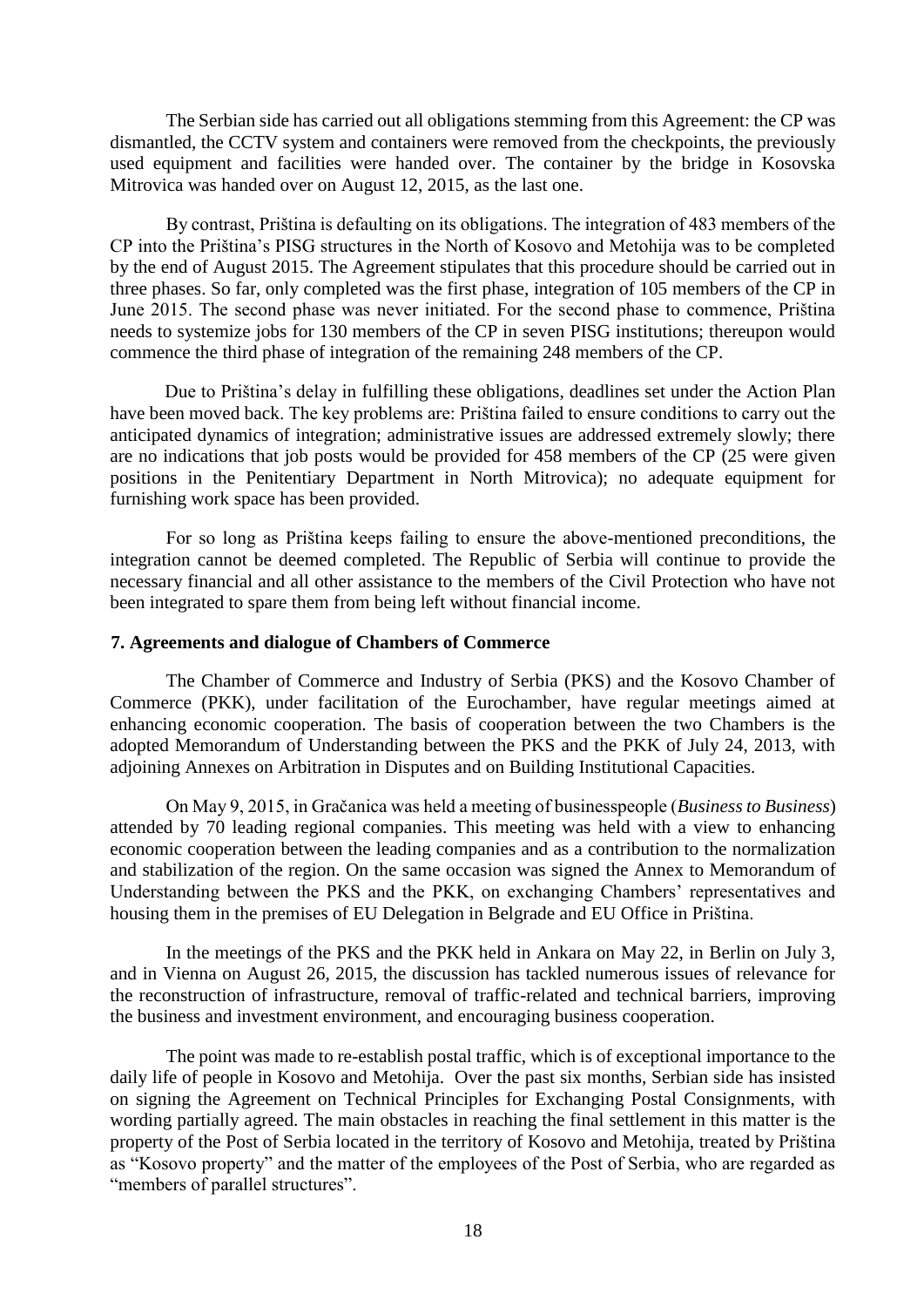The Serbian side has carried out all obligations stemming from this Agreement: the CP was dismantled, the CCTV system and containers were removed from the checkpoints, the previously used equipment and facilities were handed over. The container by the bridge in Kosovska Mitrovica was handed over on August 12, 2015, as the last one.

By contrast, Priština is defaulting on its obligations. The integration of 483 members of the CP into the Priština's PISG structures in the North of Kosovo and Metohija was to be completed by the end of August 2015. The Agreement stipulates that this procedure should be carried out in three phases. So far, only completed was the first phase, integration of 105 members of the CP in June 2015. The second phase was never initiated. For the second phase to commence, Priština needs to systemize jobs for 130 members of the CP in seven PISG institutions; thereupon would commence the third phase of integration of the remaining 248 members of the CP.

Due to Priština's delay in fulfilling these obligations, deadlines set under the Action Plan have been moved back. The key problems are: Priština failed to ensure conditions to carry out the anticipated dynamics of integration; administrative issues are addressed extremely slowly; there are no indications that job posts would be provided for 458 members of the CP (25 were given positions in the Penitentiary Department in North Mitrovica); no adequate equipment for furnishing work space has been provided.

For so long as Priština keeps failing to ensure the above-mentioned preconditions, the integration cannot be deemed completed. The Republic of Serbia will continue to provide the necessary financial and all other assistance to the members of the Civil Protection who have not been integrated to spare them from being left without financial income.

### 7. Agreements and dialogue of Chambers of Commerce

The Chamber of Commerce and Industry of Serbia (PKS) and the Kosovo Chamber of Commerce (PKK), under facilitation of the Eurochamber, have regular meetings aimed at enhancing economic cooperation. The basis of cooperation between the two Chambers is the adopted Memorandum of Understanding between the PKS and the PKK of July 24, 2013, with adjoining Annexes on Arbitration in Disputes and on Building Institutional Capacities.

On May 9, 2015, in Gračanica was held a meeting of businesspeople (*Business to Business*) attended by 70 leading regional companies. This meeting was held with a view to enhancing economic cooperation between the leading companies and as a contribution to the normalization and stabilization of the region. On the same occasion was signed the Annex to Memorandum of Understanding between the PKS and the PKK, on exchanging Chambers' representatives and housing them in the premises of EU Delegation in Belgrade and EU Office in Priština.

In the meetings of the PKS and the PKK held in Ankara on May 22, in Berlin on July 3, and in Vienna on August 26, 2015, the discussion has tackled numerous issues of relevance for the reconstruction of infrastructure, removal of traffic-related and technical barriers, improving the business and investment environment, and encouraging business cooperation.

The point was made to re-establish postal traffic, which is of exceptional importance to the daily life of people in Kosovo and Metohija. Over the past six months, Serbian side has insisted on signing the Agreement on Technical Principles for Exchanging Postal Consignments, with wording partially agreed. The main obstacles in reaching the final settlement in this matter is the property of the Post of Serbia located in the territory of Kosovo and Metohija, treated by Priština as "Kosovo property" and the matter of the employees of the Post of Serbia, who are regarded as "members of parallel structures".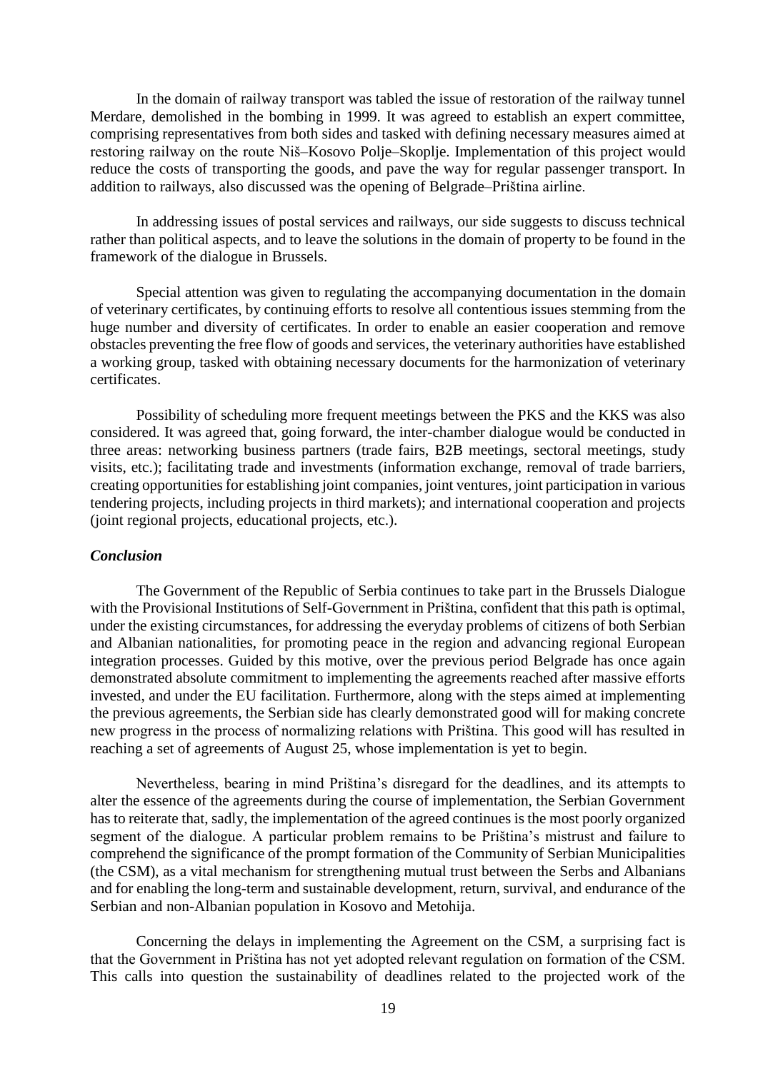In the domain of railway transport was tabled the issue of restoration of the railway tunnel Merdare, demolished in the bombing in 1999. It was agreed to establish an expert committee, comprising representatives from both sides and tasked with defining necessary measures aimed at restoring railway on the route Niš–Kosovo Polje–Skoplje. Implementation of this project would reduce the costs of transporting the goods, and pave the way for regular passenger transport. In addition to railways, also discussed was the opening of Belgrade–Priština airline.

In addressing issues of postal services and railways, our side suggests to discuss technical rather than political aspects, and to leave the solutions in the domain of property to be found in the framework of the dialogue in Brussels.

Special attention was given to regulating the accompanying documentation in the domain of veterinary certificates, by continuing efforts to resolve all contentious issues stemming from the huge number and diversity of certificates. In order to enable an easier cooperation and remove obstacles preventing the free flow of goods and services, the veterinary authorities have established a working group, tasked with obtaining necessary documents for the harmonization of veterinary certificates.

Possibility of scheduling more frequent meetings between the PKS and the KKS was also considered. It was agreed that, going forward, the inter-chamber dialogue would be conducted in three areas: networking business partners (trade fairs, B2B meetings, sectoral meetings, study visits, etc.); facilitating trade and investments (information exchange, removal of trade barriers, creating opportunities for establishing joint companies, joint ventures, joint participation in various tendering projects, including projects in third markets); and international cooperation and projects (joint regional projects, educational projects, etc.).

### *Conclusion*

The Government of the Republic of Serbia continues to take part in the Brussels Dialogue with the Provisional Institutions of Self-Government in Priština, confident that this path is optimal, under the existing circumstances, for addressing the everyday problems of citizens of both Serbian and Albanian nationalities, for promoting peace in the region and advancing regional European integration processes. Guided by this motive, over the previous period Belgrade has once again demonstrated absolute commitment to implementing the agreements reached after massive efforts invested, and under the EU facilitation. Furthermore, along with the steps aimed at implementing the previous agreements, the Serbian side has clearly demonstrated good will for making concrete new progress in the process of normalizing relations with Priština. This good will has resulted in reaching a set of agreements of August 25, whose implementation is yet to begin.

Nevertheless, bearing in mind Priština's disregard for the deadlines, and its attempts to alter the essence of the agreements during the course of implementation, the Serbian Government has to reiterate that, sadly, the implementation of the agreed continues is the most poorly organized segment of the dialogue. A particular problem remains to be Priština's mistrust and failure to comprehend the significance of the prompt formation of the Community of Serbian Municipalities (the CSM), as a vital mechanism for strengthening mutual trust between the Serbs and Albanians and for enabling the long-term and sustainable development, return, survival, and endurance of the Serbian and non-Albanian population in Kosovo and Metohija.

Concerning the delays in implementing the Agreement on the CSM, a surprising fact is that the Government in Priština has not yet adopted relevant regulation on formation of the CSM. This calls into question the sustainability of deadlines related to the projected work of the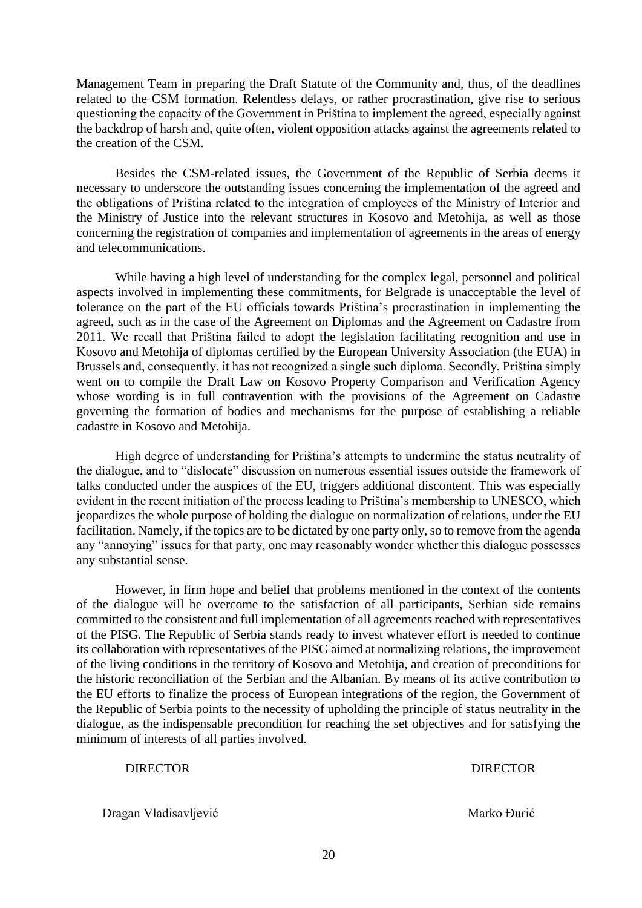Management Team in preparing the Draft Statute of the Community and, thus, of the deadlines related to the CSM formation. Relentless delays, or rather procrastination, give rise to serious questioning the capacity of the Government in Priština to implement the agreed, especially against the backdrop of harsh and, quite often, violent opposition attacks against the agreements related to the creation of the CSM.

Besides the CSM-related issues, the Government of the Republic of Serbia deems it necessary to underscore the outstanding issues concerning the implementation of the agreed and the obligations of Priština related to the integration of employees of the Ministry of Interior and the Ministry of Justice into the relevant structures in Kosovo and Metohija, as well as those concerning the registration of companies and implementation of agreements in the areas of energy and telecommunications.

While having a high level of understanding for the complex legal, personnel and political aspects involved in implementing these commitments, for Belgrade is unacceptable the level of tolerance on the part of the EU officials towards Priština's procrastination in implementing the agreed, such as in the case of the Agreement on Diplomas and the Agreement on Cadastre from 2011. We recall that Priština failed to adopt the legislation facilitating recognition and use in Kosovo and Metohija of diplomas certified by the European University Association (the EUA) in Brussels and, consequently, it has not recognized a single such diploma. Secondly, Priština simply went on to compile the Draft Law on Kosovo Property Comparison and Verification Agency whose wording is in full contravention with the provisions of the Agreement on Cadastre governing the formation of bodies and mechanisms for the purpose of establishing a reliable cadastre in Kosovo and Metohija.

High degree of understanding for Priština's attempts to undermine the status neutrality of the dialogue, and to "dislocate" discussion on numerous essential issues outside the framework of talks conducted under the auspices of the EU, triggers additional discontent. This was especially evident in the recent initiation of the process leading to Priština's membership to UNESCO, which jeopardizes the whole purpose of holding the dialogue on normalization of relations, under the EU facilitation. Namely, if the topics are to be dictated by one party only, so to remove from the agenda any "annoying" issues for that party, one may reasonably wonder whether this dialogue possesses any substantial sense.

However, in firm hope and belief that problems mentioned in the context of the contents of the dialogue will be overcome to the satisfaction of all participants, Serbian side remains committed to the consistent and full implementation of all agreements reached with representatives of the PISG. The Republic of Serbia stands ready to invest whatever effort is needed to continue its collaboration with representatives of the PISG aimed at normalizing relations, the improvement of the living conditions in the territory of Kosovo and Metohija, and creation of preconditions for the historic reconciliation of the Serbian and the Albanian. By means of its active contribution to the EU efforts to finalize the process of European integrations of the region, the Government of the Republic of Serbia points to the necessity of upholding the principle of status neutrality in the dialogue, as the indispensable precondition for reaching the set objectives and for satisfying the minimum of interests of all parties involved.

DIRECTOR

Dragan Vladisavljević

DIRECTOR

Marko Đurić